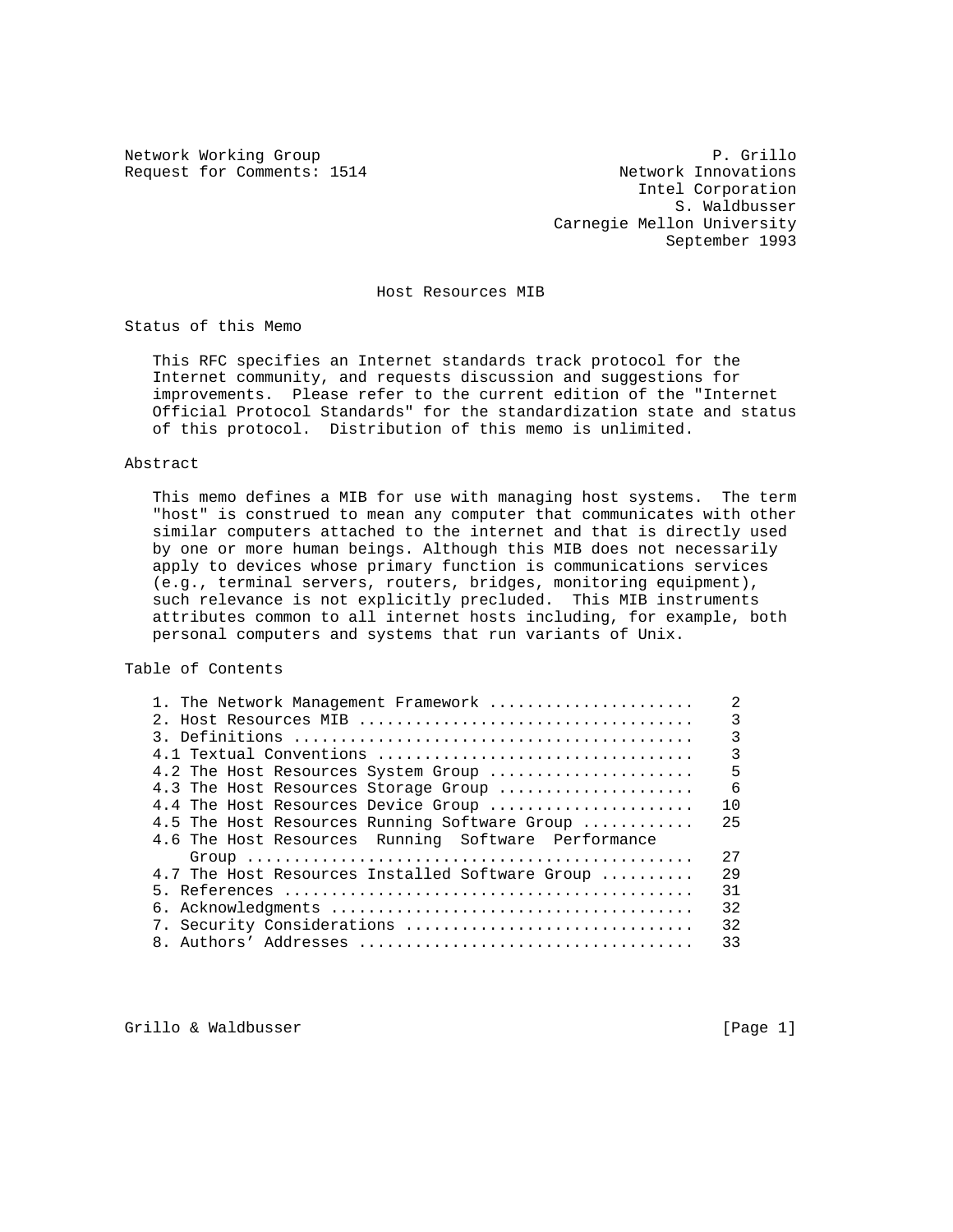Network Working Group P. Grillo
Request for Comments: 1514 Network Innovations
Intel Corporation
S. Waldbusser
Carnegie Mellon University
September 1993

# Host Resources MIB

## Status of this Memo

This RFC specifies an Internet standards track protocol for the Internet community, and requests discussion and suggestions for improvements. Please refer to the current edition of the "Internet Official Protocol Standards" for the standardization state and status of this protocol. Distribution of this memo is unlimited.

## Abstract

This memo defines a MIB for use with managing host systems. The term "host" is construed to mean any computer that communicates with other similar computers attached to the internet and that is directly used by one or more human beings. Although this MIB does not necessarily apply to devices whose primary function is communications services (e.g., terminal servers, routers, bridges, monitoring equipment), such relevance is not explicitly precluded. This MIB instruments attributes common to all internet hosts including, for example, both personal computers and systems that run variants of Unix.

## Table of Contents

```
1. The Network Management Framework ......................    2
2. Host Resources MIB ....................................    3
3. Definitions ...........................................    3
4.1 Textual Conventions ..................................    3
4.2 The Host Resources System Group ......................    5
4.3 The Host Resources Storage Group .....................    6
4.4 The Host Resources Device Group ......................   10
4.5 The Host Resources Running Software Group ............   25
4.6 The Host Resources  Running  Software  Performance
    Group ................................................   27
4.7 The Host Resources Installed Software Group ..........   29
5. References ............................................   31
6. Acknowledgments .......................................   32
7. Security Considerations ...............................   32
8. Authors' Addresses ....................................   33
```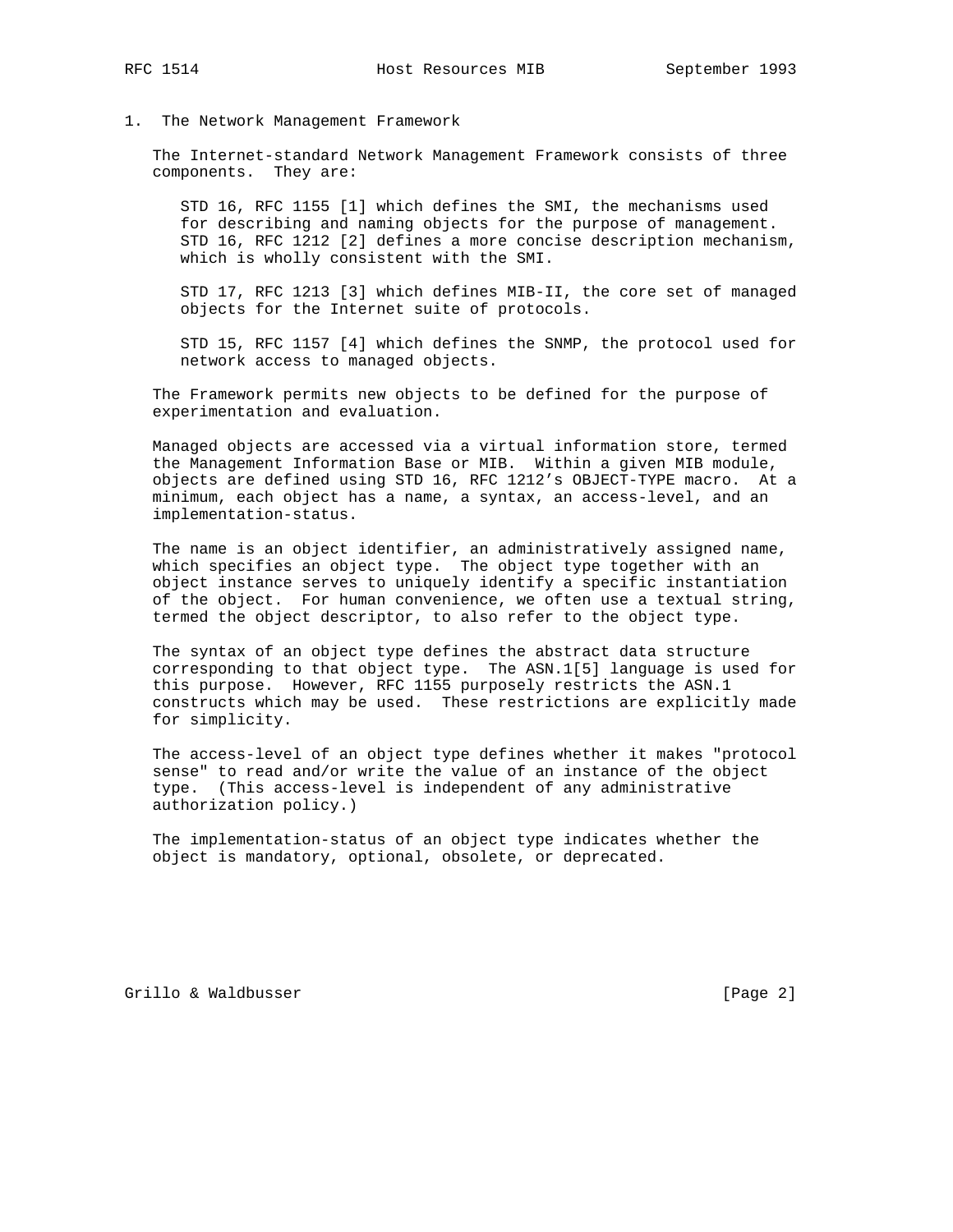## 1. The Network Management Framework

The Internet-standard Network Management Framework consists of three components. They are:

STD 16, RFC 1155 [1] which defines the SMI, the mechanisms used for describing and naming objects for the purpose of management. STD 16, RFC 1212 [2] defines a more concise description mechanism, which is wholly consistent with the SMI.

STD 17, RFC 1213 [3] which defines MIB-II, the core set of managed objects for the Internet suite of protocols.

STD 15, RFC 1157 [4] which defines the SNMP, the protocol used for network access to managed objects.

The Framework permits new objects to be defined for the purpose of experimentation and evaluation.

Managed objects are accessed via a virtual information store, termed the Management Information Base or MIB. Within a given MIB module, objects are defined using STD 16, RFC 1212's OBJECT-TYPE macro. At a minimum, each object has a name, a syntax, an access-level, and an implementation-status.

The name is an object identifier, an administratively assigned name, which specifies an object type. The object type together with an object instance serves to uniquely identify a specific instantiation of the object. For human convenience, we often use a textual string, termed the object descriptor, to also refer to the object type.

The syntax of an object type defines the abstract data structure corresponding to that object type. The ASN.1[5] language is used for this purpose. However, RFC 1155 purposely restricts the ASN.1 constructs which may be used. These restrictions are explicitly made for simplicity.

The access-level of an object type defines whether it makes "protocol sense" to read and/or write the value of an instance of the object type. (This access-level is independent of any administrative authorization policy.)

The implementation-status of an object type indicates whether the object is mandatory, optional, obsolete, or deprecated.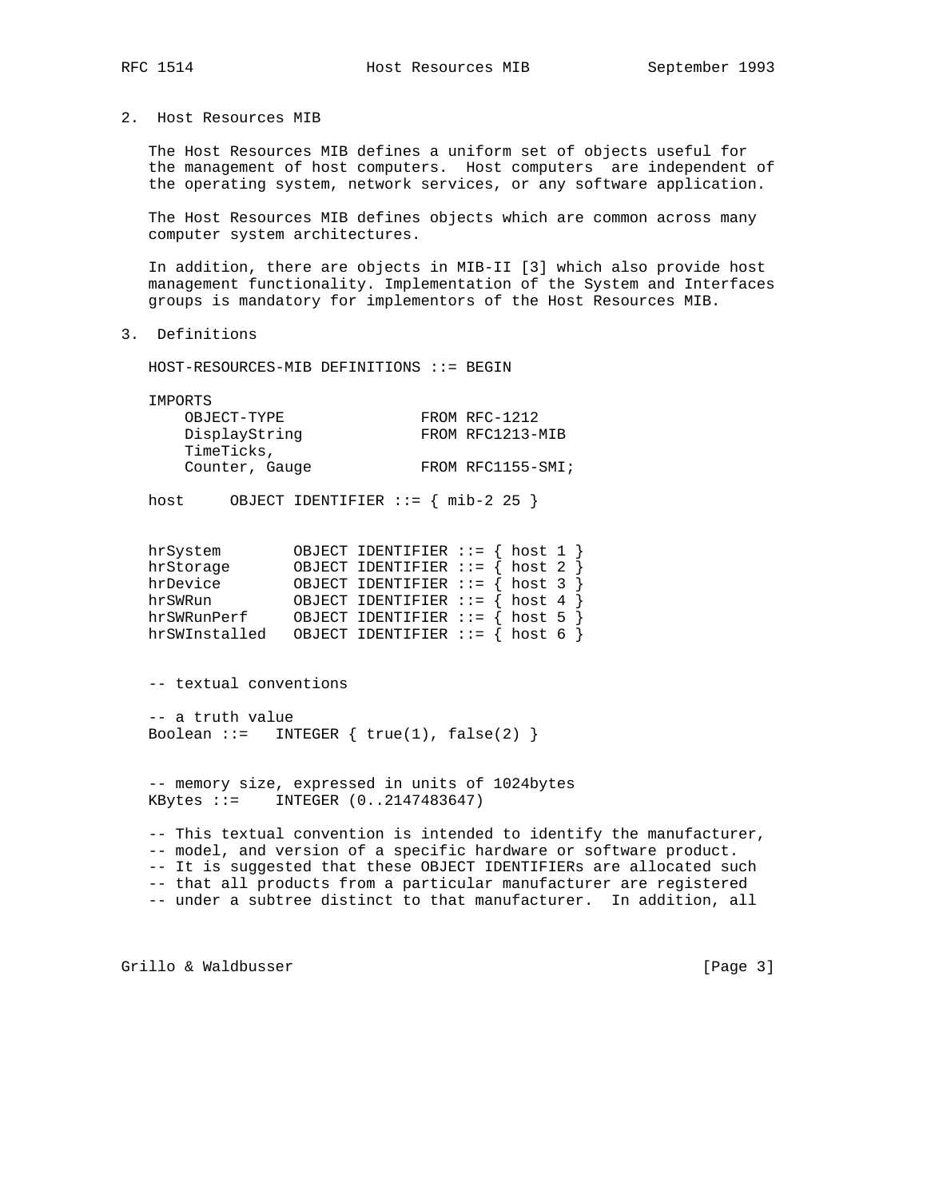## 2. Host Resources MIB

The Host Resources MIB defines a uniform set of objects useful for the management of host computers. Host computers  are independent of the operating system, network services, or any software application.

The Host Resources MIB defines objects which are common across many computer system architectures.

In addition, there are objects in MIB-II [3] which also provide host management functionality. Implementation of the System and Interfaces groups is mandatory for implementors of the Host Resources MIB.

## 3. Definitions

```
HOST-RESOURCES-MIB DEFINITIONS ::= BEGIN

IMPORTS
   OBJECT-TYPE               FROM RFC-1212
   DisplayString             FROM RFC1213-MIB
   TimeTicks,
   Counter, Gauge            FROM RFC1155-SMI;

host     OBJECT IDENTIFIER ::= { mib-2 25 }


hrSystem        OBJECT IDENTIFIER ::= { host 1 }
hrStorage       OBJECT IDENTIFIER ::= { host 2 }
hrDevice        OBJECT IDENTIFIER ::= { host 3 }
hrSWRun         OBJECT IDENTIFIER ::= { host 4 }
hrSWRunPerf     OBJECT IDENTIFIER ::= { host 5 }
hrSWInstalled   OBJECT IDENTIFIER ::= { host 6 }


-- textual conventions

-- a truth value
Boolean ::=   INTEGER { true(1), false(2) }


-- memory size, expressed in units of 1024bytes
KBytes ::=    INTEGER (0..2147483647)

-- This textual convention is intended to identify the manufacturer,
-- model, and version of a specific hardware or software product.
-- It is suggested that these OBJECT IDENTIFIERs are allocated such
-- that all products from a particular manufacturer are registered
-- under a subtree distinct to that manufacturer.  In addition, all
```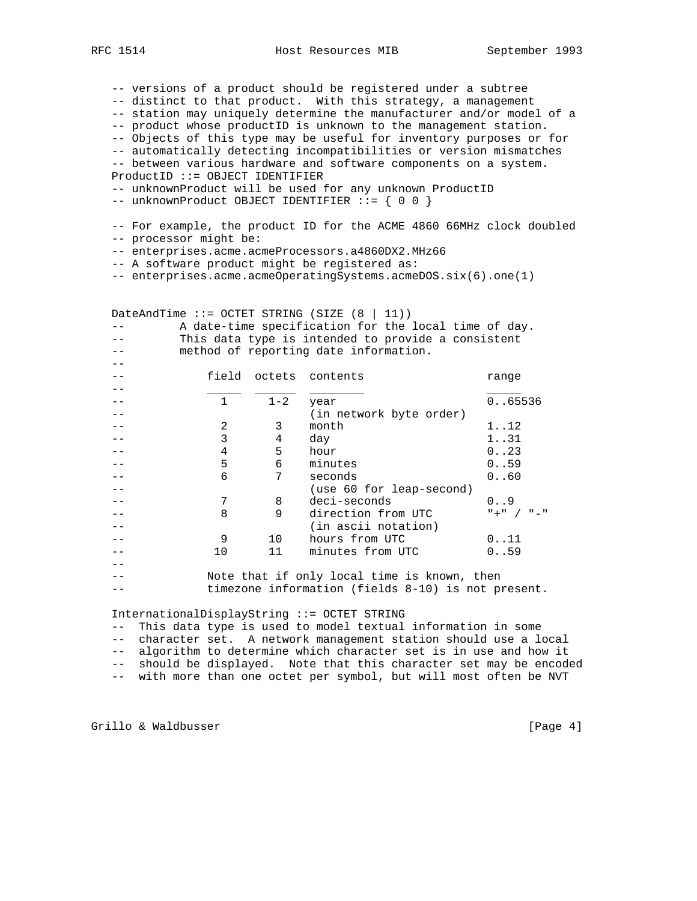```
   -- versions of a product should be registered under a subtree
   -- distinct to that product.  With this strategy, a management
   -- station may uniquely determine the manufacturer and/or model of a
   -- product whose productID is unknown to the management station.
   -- Objects of this type may be useful for inventory purposes or for
   -- automatically detecting incompatibilities or version mismatches
   -- between various hardware and software components on a system.
   ProductID ::= OBJECT IDENTIFIER
   -- unknownProduct will be used for any unknown ProductID
   -- unknownProduct OBJECT IDENTIFIER ::= { 0 0 }

   -- For example, the product ID for the ACME 4860 66MHz clock doubled
   -- processor might be:
   -- enterprises.acme.acmeProcessors.a4860DX2.MHz66
   -- A software product might be registered as:
   -- enterprises.acme.acmeOperatingSystems.acmeDOS.six(6).one(1)


   DateAndTime ::= OCTET STRING (SIZE (8 | 11))
   --         A date-time specification for the local time of day.
   --         This data type is intended to provide a consistent
   --         method of reporting date information.
   --
   --             field  octets  contents                  range
   --             _____  ______  ________                  _____
   --               1      1-2   year                      0..65536
   --                            (in network byte order)
   --               2       3    month                     1..12
   --               3       4    day                       1..31
   --               4       5    hour                      0..23
   --               5       6    minutes                   0..59
   --               6       7    seconds                   0..60
   --                            (use 60 for leap-second)
   --               7       8    deci-seconds              0..9
   --               8       9    direction from UTC        "+" / "-"
   --                            (in ascii notation)
   --               9      10    hours from UTC            0..11
   --              10      11    minutes from UTC          0..59
   --
   --             Note that if only local time is known, then
   --             timezone information (fields 8-10) is not present.

   InternationalDisplayString ::= OCTET STRING
   --  This data type is used to model textual information in some
   --  character set.  A network management station should use a local
   --  algorithm to determine which character set is in use and how it
   --  should be displayed.  Note that this character set may be encoded
   --  with more than one octet per symbol, but will most often be NVT
```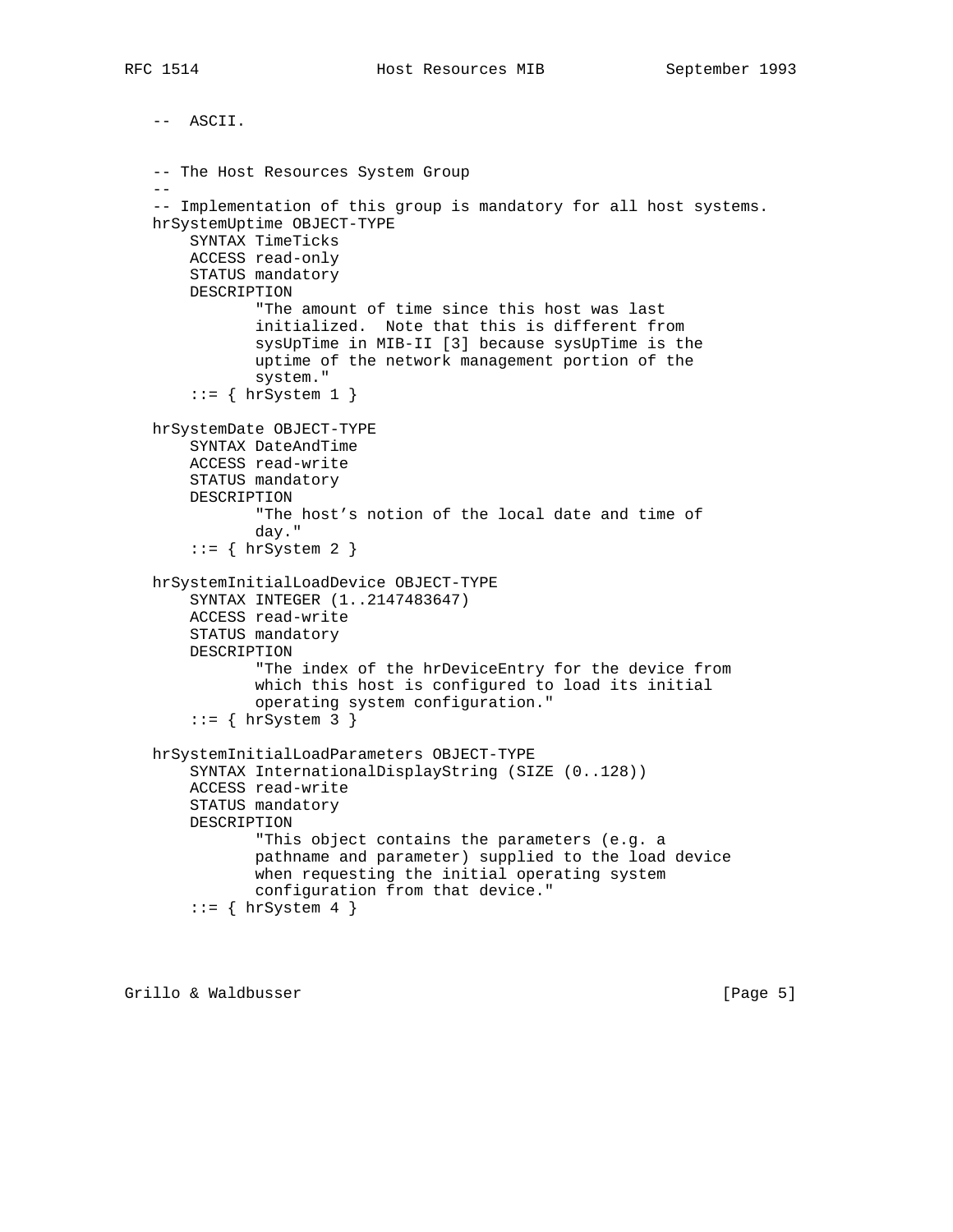```
   --  ASCII.


   -- The Host Resources System Group
   --
   -- Implementation of this group is mandatory for all host systems.
   hrSystemUptime OBJECT-TYPE
       SYNTAX TimeTicks
       ACCESS read-only
       STATUS mandatory
       DESCRIPTION
              "The amount of time since this host was last
              initialized.  Note that this is different from
              sysUpTime in MIB-II [3] because sysUpTime is the
              uptime of the network management portion of the
              system."
       ::= { hrSystem 1 }

   hrSystemDate OBJECT-TYPE
       SYNTAX DateAndTime
       ACCESS read-write
       STATUS mandatory
       DESCRIPTION
              "The host's notion of the local date and time of
              day."
       ::= { hrSystem 2 }

   hrSystemInitialLoadDevice OBJECT-TYPE
       SYNTAX INTEGER (1..2147483647)
       ACCESS read-write
       STATUS mandatory
       DESCRIPTION
              "The index of the hrDeviceEntry for the device from
              which this host is configured to load its initial
              operating system configuration."
       ::= { hrSystem 3 }

   hrSystemInitialLoadParameters OBJECT-TYPE
       SYNTAX InternationalDisplayString (SIZE (0..128))
       ACCESS read-write
       STATUS mandatory
       DESCRIPTION
              "This object contains the parameters (e.g. a
              pathname and parameter) supplied to the load device
              when requesting the initial operating system
              configuration from that device."
       ::= { hrSystem 4 }
```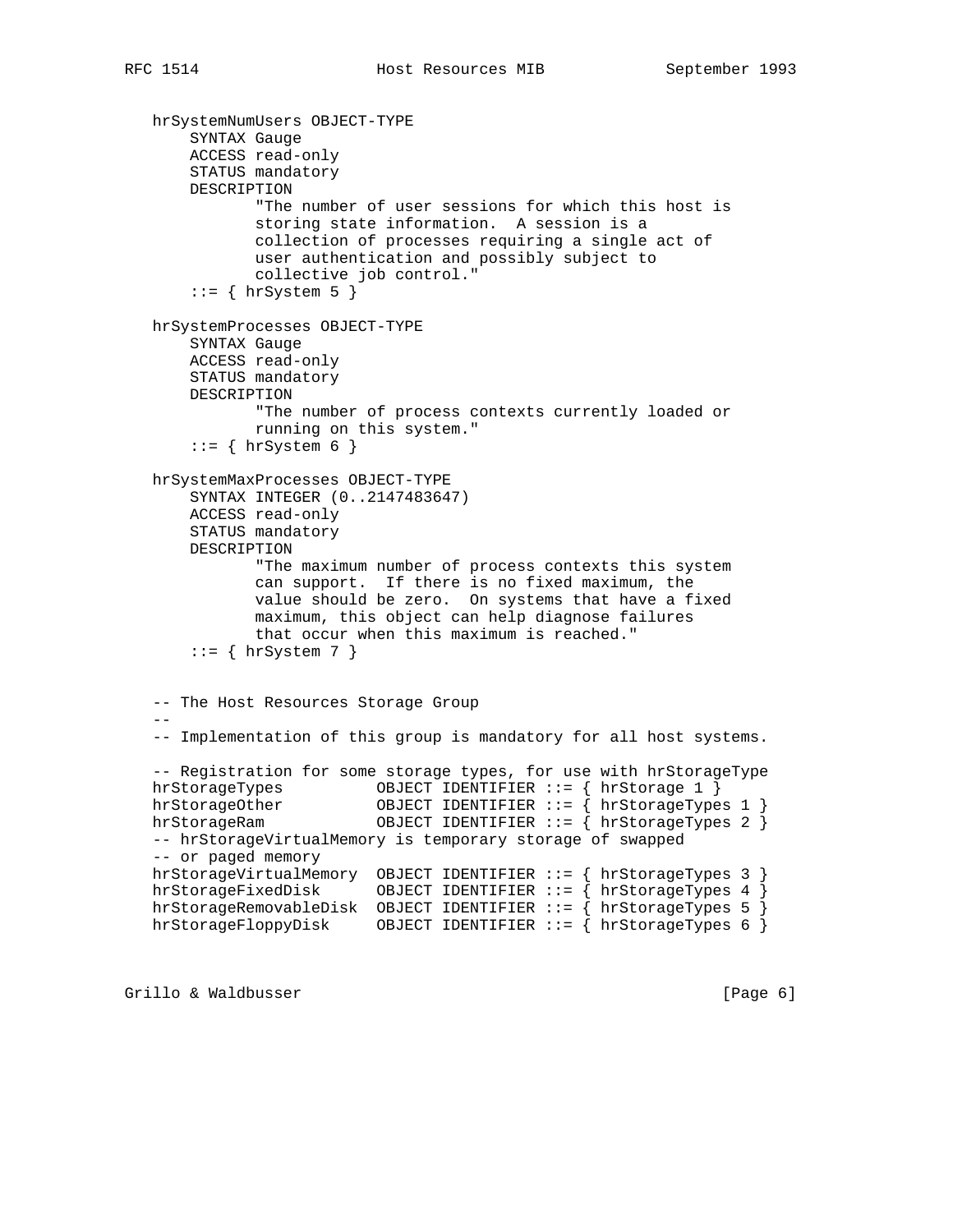```
   hrSystemNumUsers OBJECT-TYPE
       SYNTAX Gauge
       ACCESS read-only
       STATUS mandatory
       DESCRIPTION
              "The number of user sessions for which this host is
              storing state information.  A session is a
              collection of processes requiring a single act of
              user authentication and possibly subject to
              collective job control."
       ::= { hrSystem 5 }

   hrSystemProcesses OBJECT-TYPE
       SYNTAX Gauge
       ACCESS read-only
       STATUS mandatory
       DESCRIPTION
              "The number of process contexts currently loaded or
              running on this system."
       ::= { hrSystem 6 }

   hrSystemMaxProcesses OBJECT-TYPE
       SYNTAX INTEGER (0..2147483647)
       ACCESS read-only
       STATUS mandatory
       DESCRIPTION
              "The maximum number of process contexts this system
              can support.  If there is no fixed maximum, the
              value should be zero.  On systems that have a fixed
              maximum, this object can help diagnose failures
              that occur when this maximum is reached."
       ::= { hrSystem 7 }


   -- The Host Resources Storage Group
   --
   -- Implementation of this group is mandatory for all host systems.

   -- Registration for some storage types, for use with hrStorageType
   hrStorageTypes          OBJECT IDENTIFIER ::= { hrStorage 1 }
   hrStorageOther          OBJECT IDENTIFIER ::= { hrStorageTypes 1 }
   hrStorageRam            OBJECT IDENTIFIER ::= { hrStorageTypes 2 }
   -- hrStorageVirtualMemory is temporary storage of swapped
   -- or paged memory
   hrStorageVirtualMemory  OBJECT IDENTIFIER ::= { hrStorageTypes 3 }
   hrStorageFixedDisk      OBJECT IDENTIFIER ::= { hrStorageTypes 4 }
   hrStorageRemovableDisk  OBJECT IDENTIFIER ::= { hrStorageTypes 5 }
   hrStorageFloppyDisk     OBJECT IDENTIFIER ::= { hrStorageTypes 6 }
```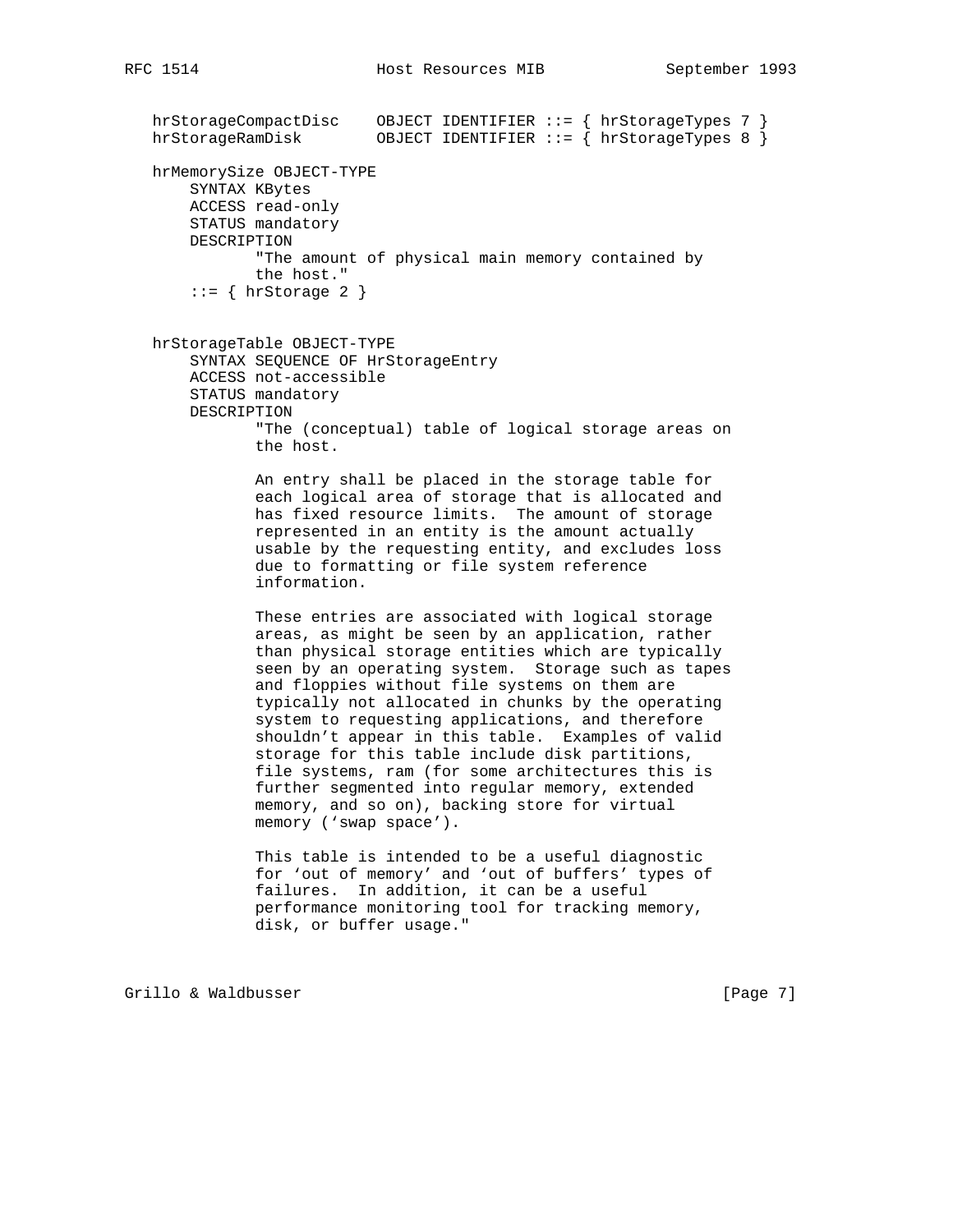```
   hrStorageCompactDisc    OBJECT IDENTIFIER ::= { hrStorageTypes 7 }
   hrStorageRamDisk        OBJECT IDENTIFIER ::= { hrStorageTypes 8 }

   hrMemorySize OBJECT-TYPE
       SYNTAX KBytes
       ACCESS read-only
       STATUS mandatory
       DESCRIPTION
              "The amount of physical main memory contained by
              the host."
       ::= { hrStorage 2 }


   hrStorageTable OBJECT-TYPE
       SYNTAX SEQUENCE OF HrStorageEntry
       ACCESS not-accessible
       STATUS mandatory
       DESCRIPTION
              "The (conceptual) table of logical storage areas on
              the host.

              An entry shall be placed in the storage table for
              each logical area of storage that is allocated and
              has fixed resource limits.  The amount of storage
              represented in an entity is the amount actually
              usable by the requesting entity, and excludes loss
              due to formatting or file system reference
              information.

              These entries are associated with logical storage
              areas, as might be seen by an application, rather
              than physical storage entities which are typically
              seen by an operating system.  Storage such as tapes
              and floppies without file systems on them are
              typically not allocated in chunks by the operating
              system to requesting applications, and therefore
              shouldn't appear in this table.  Examples of valid
              storage for this table include disk partitions,
              file systems, ram (for some architectures this is
              further segmented into regular memory, extended
              memory, and so on), backing store for virtual
              memory ('swap space').

              This table is intended to be a useful diagnostic
              for 'out of memory' and 'out of buffers' types of
              failures.  In addition, it can be a useful
              performance monitoring tool for tracking memory,
              disk, or buffer usage."
```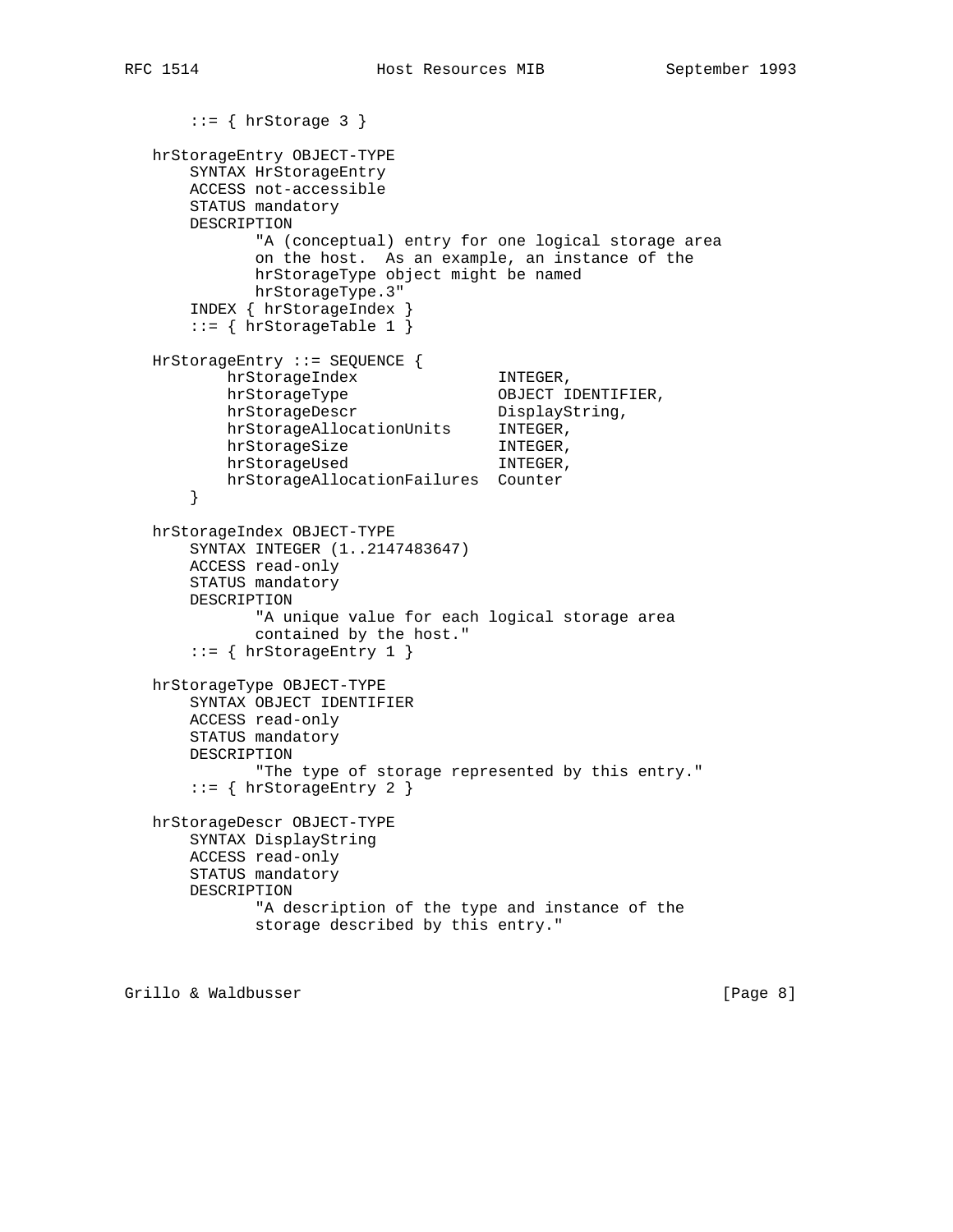```
       ::= { hrStorage 3 }

   hrStorageEntry OBJECT-TYPE
       SYNTAX HrStorageEntry
       ACCESS not-accessible
       STATUS mandatory
       DESCRIPTION
              "A (conceptual) entry for one logical storage area
              on the host.  As an example, an instance of the
              hrStorageType object might be named
              hrStorageType.3"
       INDEX { hrStorageIndex }
       ::= { hrStorageTable 1 }

   HrStorageEntry ::= SEQUENCE {
           hrStorageIndex               INTEGER,
           hrStorageType                OBJECT IDENTIFIER,
           hrStorageDescr               DisplayString,
           hrStorageAllocationUnits     INTEGER,
           hrStorageSize                INTEGER,
           hrStorageUsed                INTEGER,
           hrStorageAllocationFailures  Counter
       }

   hrStorageIndex OBJECT-TYPE
       SYNTAX INTEGER (1..2147483647)
       ACCESS read-only
       STATUS mandatory
       DESCRIPTION
              "A unique value for each logical storage area
              contained by the host."
       ::= { hrStorageEntry 1 }

   hrStorageType OBJECT-TYPE
       SYNTAX OBJECT IDENTIFIER
       ACCESS read-only
       STATUS mandatory
       DESCRIPTION
              "The type of storage represented by this entry."
       ::= { hrStorageEntry 2 }

   hrStorageDescr OBJECT-TYPE
       SYNTAX DisplayString
       ACCESS read-only
       STATUS mandatory
       DESCRIPTION
              "A description of the type and instance of the
              storage described by this entry."
```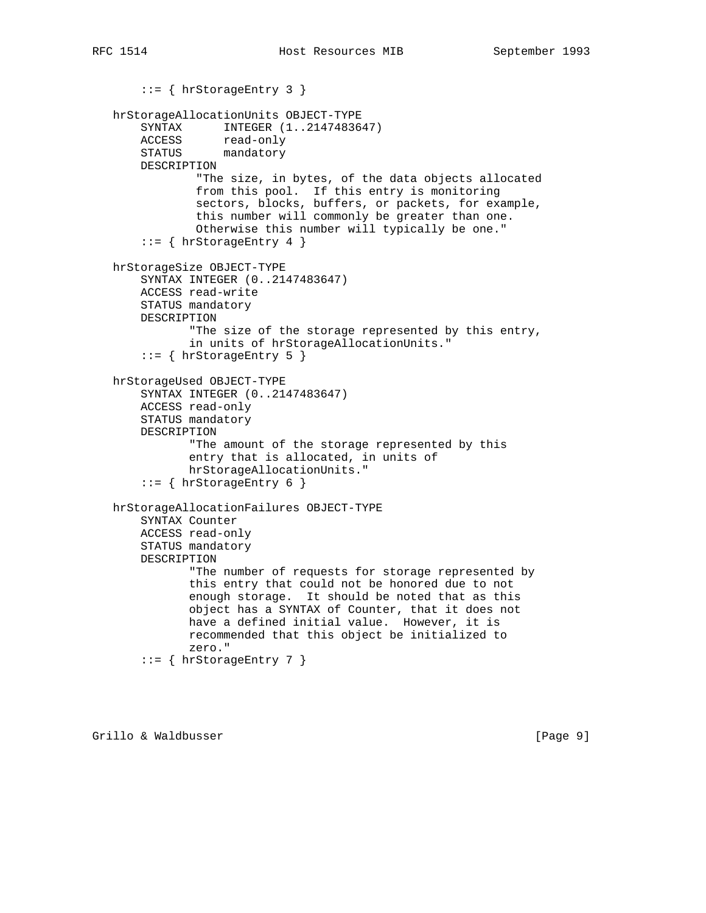```
       ::= { hrStorageEntry 3 }

   hrStorageAllocationUnits OBJECT-TYPE
       SYNTAX      INTEGER (1..2147483647)
       ACCESS      read-only
       STATUS      mandatory
       DESCRIPTION
               "The size, in bytes, of the data objects allocated
               from this pool.  If this entry is monitoring
               sectors, blocks, buffers, or packets, for example,
               this number will commonly be greater than one.
               Otherwise this number will typically be one."
       ::= { hrStorageEntry 4 }

   hrStorageSize OBJECT-TYPE
       SYNTAX INTEGER (0..2147483647)
       ACCESS read-write
       STATUS mandatory
       DESCRIPTION
              "The size of the storage represented by this entry,
              in units of hrStorageAllocationUnits."
       ::= { hrStorageEntry 5 }

   hrStorageUsed OBJECT-TYPE
       SYNTAX INTEGER (0..2147483647)
       ACCESS read-only
       STATUS mandatory
       DESCRIPTION
              "The amount of the storage represented by this
              entry that is allocated, in units of
              hrStorageAllocationUnits."
       ::= { hrStorageEntry 6 }

   hrStorageAllocationFailures OBJECT-TYPE
       SYNTAX Counter
       ACCESS read-only
       STATUS mandatory
       DESCRIPTION
              "The number of requests for storage represented by
              this entry that could not be honored due to not
              enough storage.  It should be noted that as this
              object has a SYNTAX of Counter, that it does not
              have a defined initial value.  However, it is
              recommended that this object be initialized to
              zero."
       ::= { hrStorageEntry 7 }
```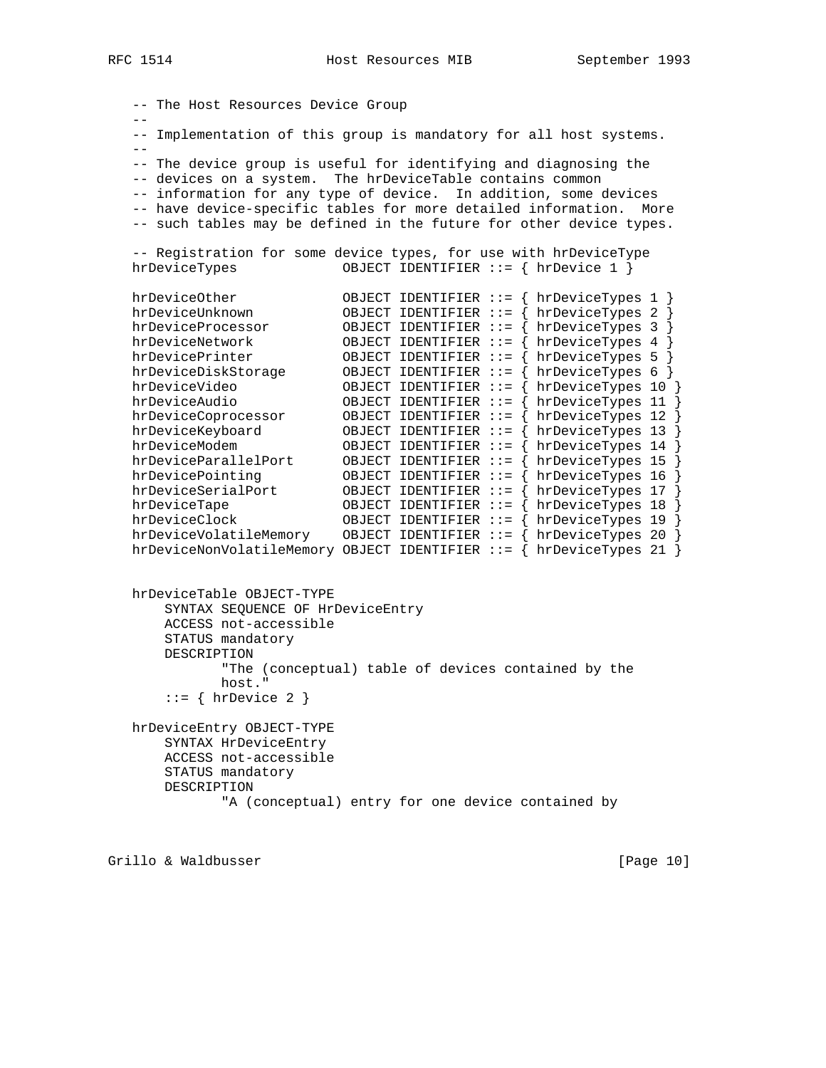```
   -- The Host Resources Device Group
   --
   -- Implementation of this group is mandatory for all host systems.
   --
   -- The device group is useful for identifying and diagnosing the
   -- devices on a system.  The hrDeviceTable contains common
   -- information for any type of device.  In addition, some devices
   -- have device-specific tables for more detailed information.  More
   -- such tables may be defined in the future for other device types.

   -- Registration for some device types, for use with hrDeviceType
   hrDeviceTypes             OBJECT IDENTIFIER ::= { hrDevice 1 }

   hrDeviceOther             OBJECT IDENTIFIER ::= { hrDeviceTypes 1 }
   hrDeviceUnknown           OBJECT IDENTIFIER ::= { hrDeviceTypes 2 }
   hrDeviceProcessor         OBJECT IDENTIFIER ::= { hrDeviceTypes 3 }
   hrDeviceNetwork           OBJECT IDENTIFIER ::= { hrDeviceTypes 4 }
   hrDevicePrinter           OBJECT IDENTIFIER ::= { hrDeviceTypes 5 }
   hrDeviceDiskStorage       OBJECT IDENTIFIER ::= { hrDeviceTypes 6 }
   hrDeviceVideo             OBJECT IDENTIFIER ::= { hrDeviceTypes 10 }
   hrDeviceAudio             OBJECT IDENTIFIER ::= { hrDeviceTypes 11 }
   hrDeviceCoprocessor       OBJECT IDENTIFIER ::= { hrDeviceTypes 12 }
   hrDeviceKeyboard          OBJECT IDENTIFIER ::= { hrDeviceTypes 13 }
   hrDeviceModem             OBJECT IDENTIFIER ::= { hrDeviceTypes 14 }
   hrDeviceParallelPort      OBJECT IDENTIFIER ::= { hrDeviceTypes 15 }
   hrDevicePointing          OBJECT IDENTIFIER ::= { hrDeviceTypes 16 }
   hrDeviceSerialPort        OBJECT IDENTIFIER ::= { hrDeviceTypes 17 }
   hrDeviceTape              OBJECT IDENTIFIER ::= { hrDeviceTypes 18 }
   hrDeviceClock             OBJECT IDENTIFIER ::= { hrDeviceTypes 19 }
   hrDeviceVolatileMemory    OBJECT IDENTIFIER ::= { hrDeviceTypes 20 }
   hrDeviceNonVolatileMemory OBJECT IDENTIFIER ::= { hrDeviceTypes 21 }


   hrDeviceTable OBJECT-TYPE
       SYNTAX SEQUENCE OF HrDeviceEntry
       ACCESS not-accessible
       STATUS mandatory
       DESCRIPTION
              "The (conceptual) table of devices contained by the
              host."
       ::= { hrDevice 2 }

   hrDeviceEntry OBJECT-TYPE
       SYNTAX HrDeviceEntry
       ACCESS not-accessible
       STATUS mandatory
       DESCRIPTION
              "A (conceptual) entry for one device contained by
```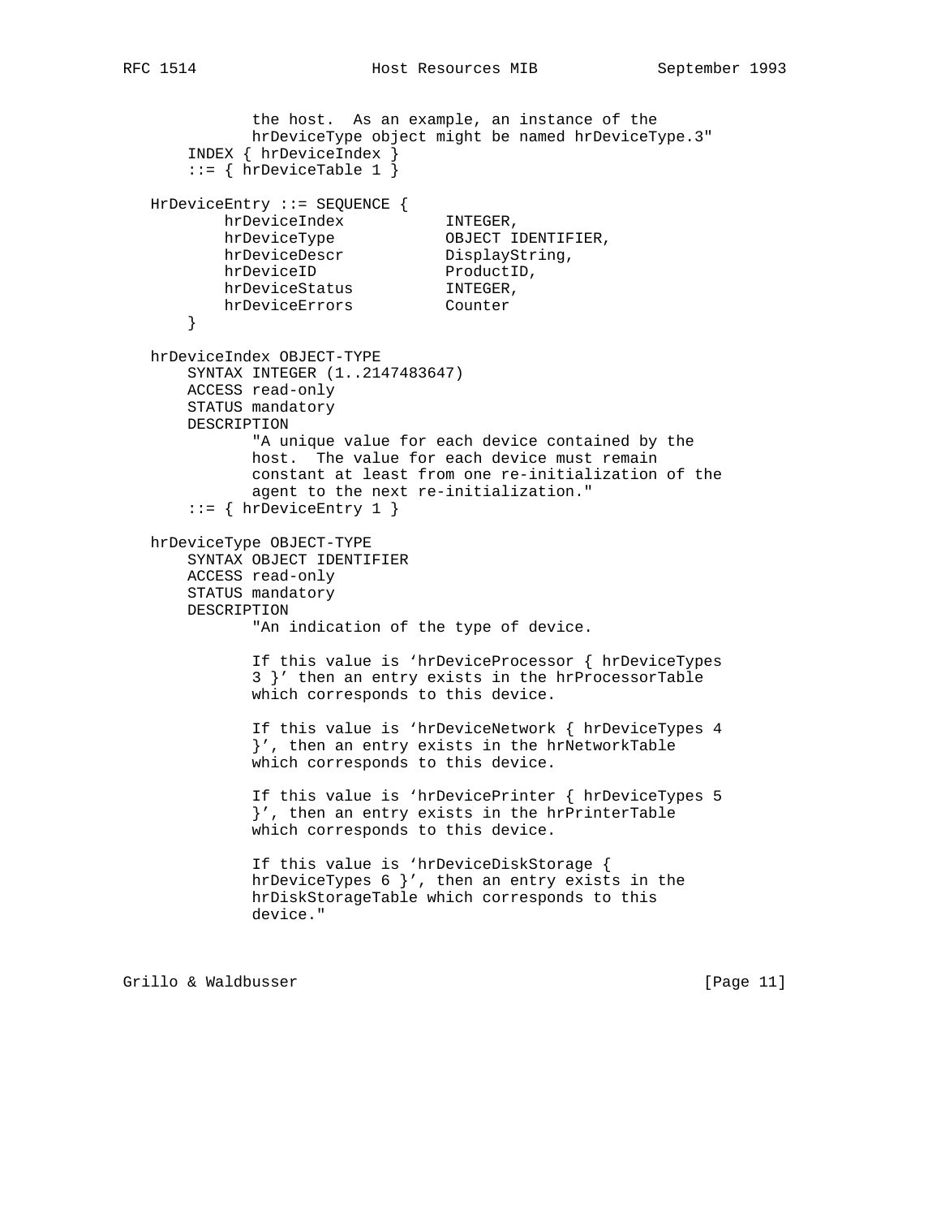```
              the host.  As an example, an instance of the
              hrDeviceType object might be named hrDeviceType.3"
       INDEX { hrDeviceIndex }
       ::= { hrDeviceTable 1 }

   HrDeviceEntry ::= SEQUENCE {
           hrDeviceIndex           INTEGER,
           hrDeviceType            OBJECT IDENTIFIER,
           hrDeviceDescr           DisplayString,
           hrDeviceID              ProductID,
           hrDeviceStatus          INTEGER,
           hrDeviceErrors          Counter
       }

   hrDeviceIndex OBJECT-TYPE
       SYNTAX INTEGER (1..2147483647)
       ACCESS read-only
       STATUS mandatory
       DESCRIPTION
              "A unique value for each device contained by the
              host.  The value for each device must remain
              constant at least from one re-initialization of the
              agent to the next re-initialization."
       ::= { hrDeviceEntry 1 }

   hrDeviceType OBJECT-TYPE
       SYNTAX OBJECT IDENTIFIER
       ACCESS read-only
       STATUS mandatory
       DESCRIPTION
              "An indication of the type of device.

              If this value is `hrDeviceProcessor { hrDeviceTypes
              3 }' then an entry exists in the hrProcessorTable
              which corresponds to this device.

              If this value is `hrDeviceNetwork { hrDeviceTypes 4
              }', then an entry exists in the hrNetworkTable
              which corresponds to this device.

              If this value is `hrDevicePrinter { hrDeviceTypes 5
              }', then an entry exists in the hrPrinterTable
              which corresponds to this device.

              If this value is `hrDeviceDiskStorage {
              hrDeviceTypes 6 }', then an entry exists in the
              hrDiskStorageTable which corresponds to this
              device."
```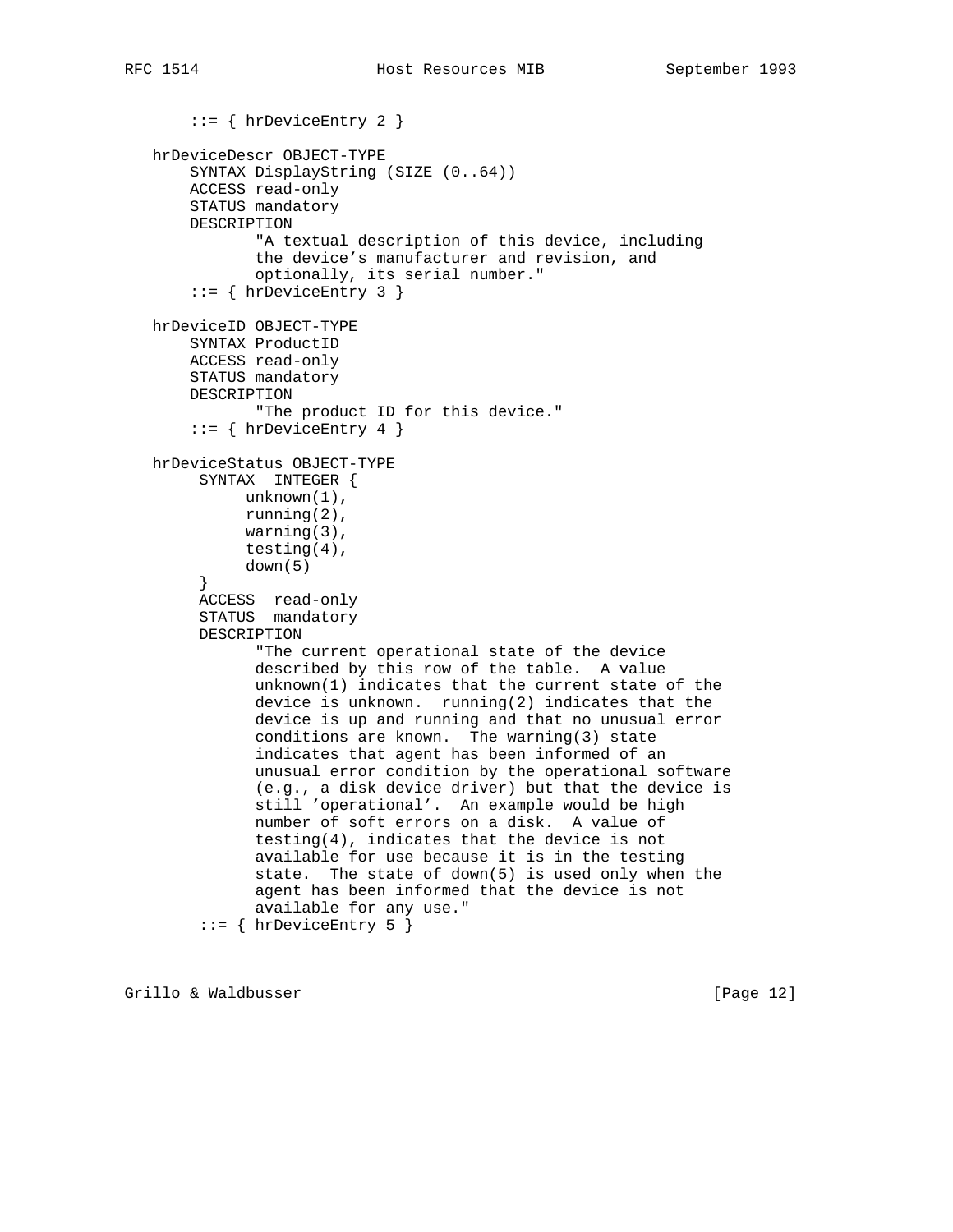```
       ::= { hrDeviceEntry 2 }

   hrDeviceDescr OBJECT-TYPE
       SYNTAX DisplayString (SIZE (0..64))
       ACCESS read-only
       STATUS mandatory
       DESCRIPTION
              "A textual description of this device, including
              the device's manufacturer and revision, and
              optionally, its serial number."
       ::= { hrDeviceEntry 3 }

   hrDeviceID OBJECT-TYPE
       SYNTAX ProductID
       ACCESS read-only
       STATUS mandatory
       DESCRIPTION
              "The product ID for this device."
       ::= { hrDeviceEntry 4 }

   hrDeviceStatus OBJECT-TYPE
        SYNTAX  INTEGER {
             unknown(1),
             running(2),
             warning(3),
             testing(4),
             down(5)
        }
        ACCESS  read-only
        STATUS  mandatory
        DESCRIPTION
              "The current operational state of the device
              described by this row of the table.  A value
              unknown(1) indicates that the current state of the
              device is unknown.  running(2) indicates that the
              device is up and running and that no unusual error
              conditions are known.  The warning(3) state
              indicates that agent has been informed of an
              unusual error condition by the operational software
              (e.g., a disk device driver) but that the device is
              still 'operational'.  An example would be high
              number of soft errors on a disk.  A value of
              testing(4), indicates that the device is not
              available for use because it is in the testing
              state.  The state of down(5) is used only when the
              agent has been informed that the device is not
              available for any use."
        ::= { hrDeviceEntry 5 }
```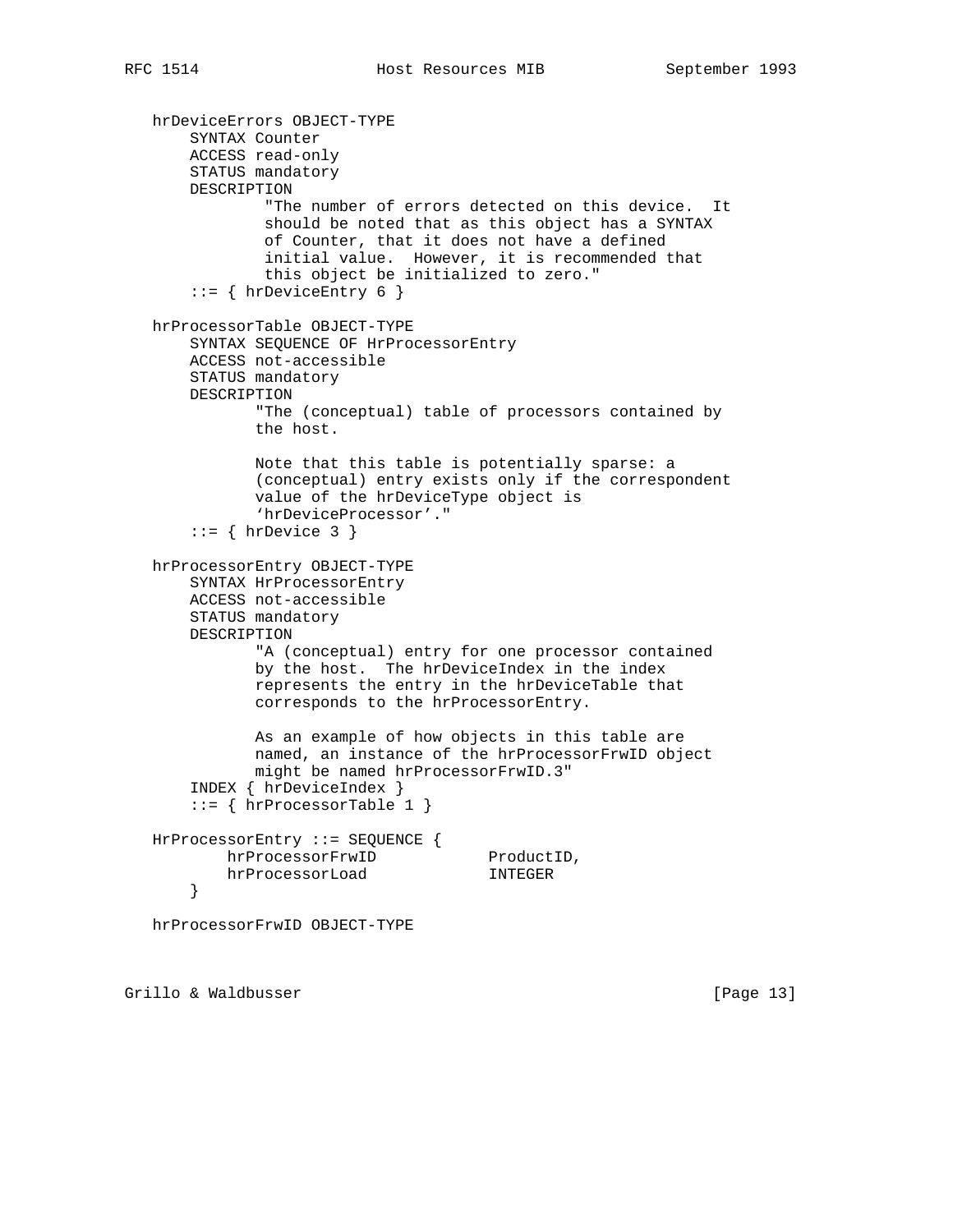```
   hrDeviceErrors OBJECT-TYPE
       SYNTAX Counter
       ACCESS read-only
       STATUS mandatory
       DESCRIPTION
               "The number of errors detected on this device.  It
               should be noted that as this object has a SYNTAX
               of Counter, that it does not have a defined
               initial value.  However, it is recommended that
               this object be initialized to zero."
       ::= { hrDeviceEntry 6 }

   hrProcessorTable OBJECT-TYPE
       SYNTAX SEQUENCE OF HrProcessorEntry
       ACCESS not-accessible
       STATUS mandatory
       DESCRIPTION
              "The (conceptual) table of processors contained by
              the host.

              Note that this table is potentially sparse: a
              (conceptual) entry exists only if the correspondent
              value of the hrDeviceType object is
              'hrDeviceProcessor'."
       ::= { hrDevice 3 }

   hrProcessorEntry OBJECT-TYPE
       SYNTAX HrProcessorEntry
       ACCESS not-accessible
       STATUS mandatory
       DESCRIPTION
              "A (conceptual) entry for one processor contained
              by the host.  The hrDeviceIndex in the index
              represents the entry in the hrDeviceTable that
              corresponds to the hrProcessorEntry.

              As an example of how objects in this table are
              named, an instance of the hrProcessorFrwID object
              might be named hrProcessorFrwID.3"
       INDEX { hrDeviceIndex }
       ::= { hrProcessorTable 1 }

   HrProcessorEntry ::= SEQUENCE {
           hrProcessorFrwID            ProductID,
           hrProcessorLoad             INTEGER
       }

   hrProcessorFrwID OBJECT-TYPE
```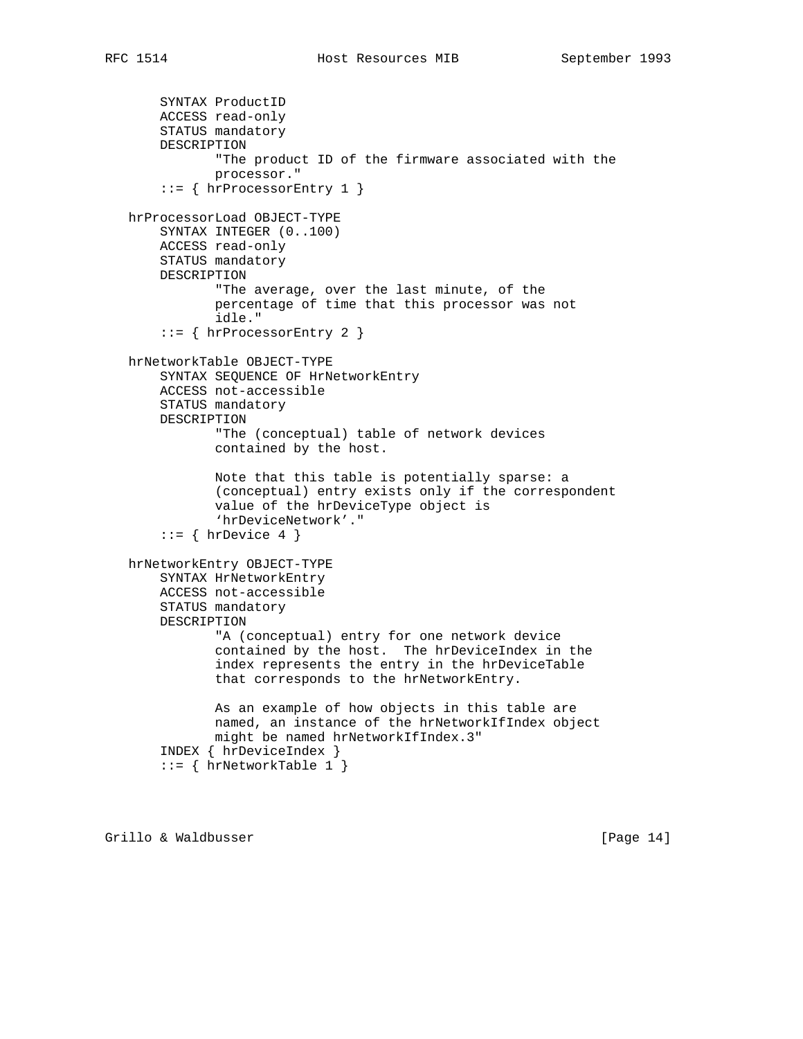```
       SYNTAX ProductID
       ACCESS read-only
       STATUS mandatory
       DESCRIPTION
              "The product ID of the firmware associated with the
              processor."
       ::= { hrProcessorEntry 1 }

   hrProcessorLoad OBJECT-TYPE
       SYNTAX INTEGER (0..100)
       ACCESS read-only
       STATUS mandatory
       DESCRIPTION
              "The average, over the last minute, of the
              percentage of time that this processor was not
              idle."
       ::= { hrProcessorEntry 2 }

   hrNetworkTable OBJECT-TYPE
       SYNTAX SEQUENCE OF HrNetworkEntry
       ACCESS not-accessible
       STATUS mandatory
       DESCRIPTION
              "The (conceptual) table of network devices
              contained by the host.

              Note that this table is potentially sparse: a
              (conceptual) entry exists only if the correspondent
              value of the hrDeviceType object is
              'hrDeviceNetwork'."
       ::= { hrDevice 4 }

   hrNetworkEntry OBJECT-TYPE
       SYNTAX HrNetworkEntry
       ACCESS not-accessible
       STATUS mandatory
       DESCRIPTION
              "A (conceptual) entry for one network device
              contained by the host.  The hrDeviceIndex in the
              index represents the entry in the hrDeviceTable
              that corresponds to the hrNetworkEntry.

              As an example of how objects in this table are
              named, an instance of the hrNetworkIfIndex object
              might be named hrNetworkIfIndex.3"
       INDEX { hrDeviceIndex }
       ::= { hrNetworkTable 1 }
```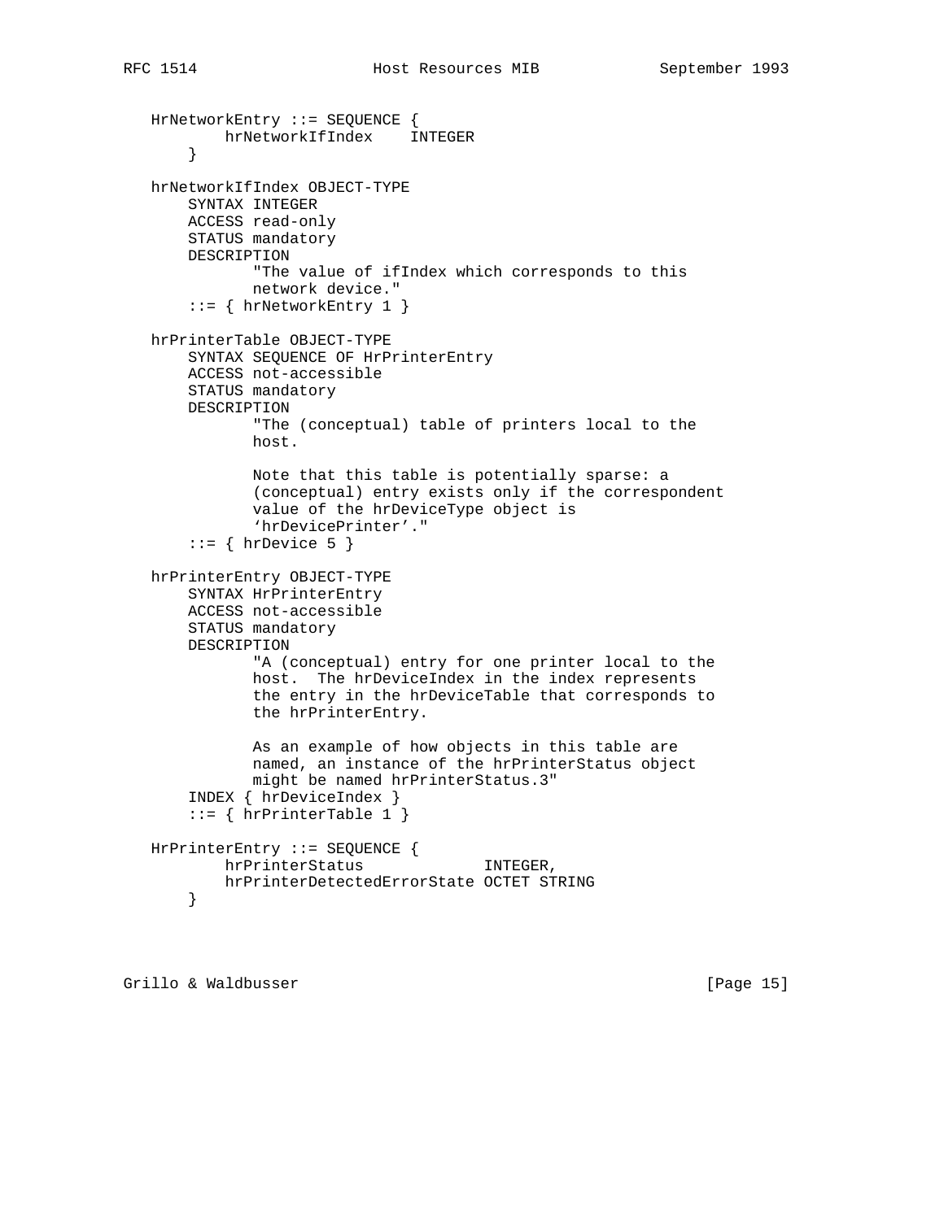```
   HrNetworkEntry ::= SEQUENCE {
           hrNetworkIfIndex    INTEGER
       }

   hrNetworkIfIndex OBJECT-TYPE
       SYNTAX INTEGER
       ACCESS read-only
       STATUS mandatory
       DESCRIPTION
              "The value of ifIndex which corresponds to this
              network device."
       ::= { hrNetworkEntry 1 }

   hrPrinterTable OBJECT-TYPE
       SYNTAX SEQUENCE OF HrPrinterEntry
       ACCESS not-accessible
       STATUS mandatory
       DESCRIPTION
              "The (conceptual) table of printers local to the
              host.

              Note that this table is potentially sparse: a
              (conceptual) entry exists only if the correspondent
              value of the hrDeviceType object is
              'hrDevicePrinter'."
       ::= { hrDevice 5 }

   hrPrinterEntry OBJECT-TYPE
       SYNTAX HrPrinterEntry
       ACCESS not-accessible
       STATUS mandatory
       DESCRIPTION
              "A (conceptual) entry for one printer local to the
              host.  The hrDeviceIndex in the index represents
              the entry in the hrDeviceTable that corresponds to
              the hrPrinterEntry.

              As an example of how objects in this table are
              named, an instance of the hrPrinterStatus object
              might be named hrPrinterStatus.3"
       INDEX { hrDeviceIndex }
       ::= { hrPrinterTable 1 }

   HrPrinterEntry ::= SEQUENCE {
           hrPrinterStatus             INTEGER,
           hrPrinterDetectedErrorState OCTET STRING
       }
```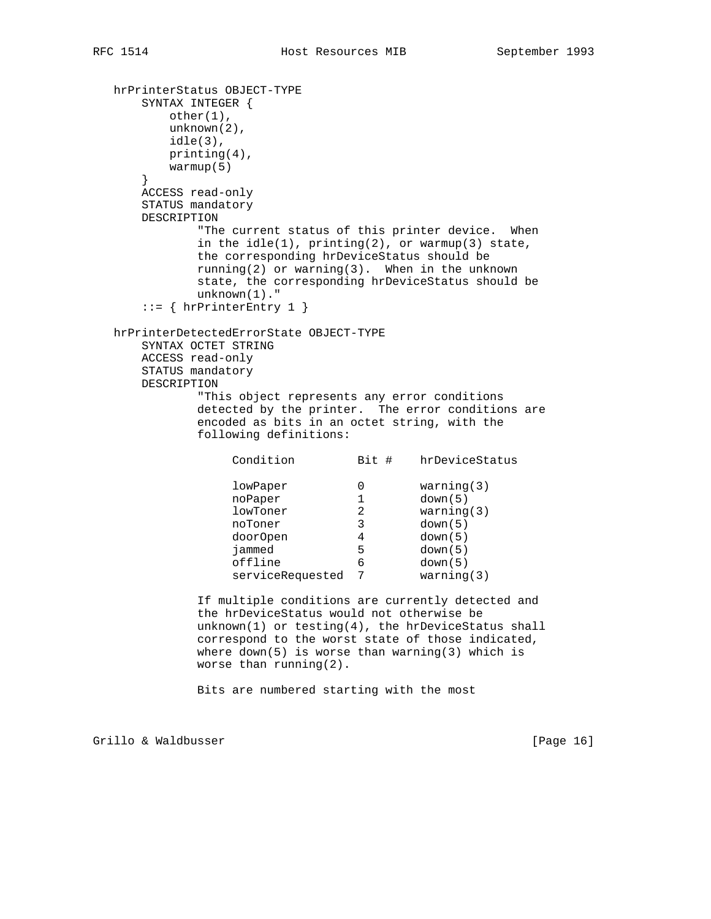```
   hrPrinterStatus OBJECT-TYPE
       SYNTAX INTEGER {
           other(1),
           unknown(2),
           idle(3),
           printing(4),
           warmup(5)
       }
       ACCESS read-only
       STATUS mandatory
       DESCRIPTION
               "The current status of this printer device.  When
               in the idle(1), printing(2), or warmup(3) state,
               the corresponding hrDeviceStatus should be
               running(2) or warning(3).  When in the unknown
               state, the corresponding hrDeviceStatus should be
               unknown(1)."
       ::= { hrPrinterEntry 1 }

   hrPrinterDetectedErrorState OBJECT-TYPE
       SYNTAX OCTET STRING
       ACCESS read-only
       STATUS mandatory
       DESCRIPTION
               "This object represents any error conditions
               detected by the printer.  The error conditions are
               encoded as bits in an octet string, with the
               following definitions:

                    Condition         Bit #    hrDeviceStatus

                    lowPaper          0        warning(3)
                    noPaper           1        down(5)
                    lowToner          2        warning(3)
                    noToner           3        down(5)
                    doorOpen          4        down(5)
                    jammed            5        down(5)
                    offline           6        down(5)
                    serviceRequested  7        warning(3)

               If multiple conditions are currently detected and
               the hrDeviceStatus would not otherwise be
               unknown(1) or testing(4), the hrDeviceStatus shall
               correspond to the worst state of those indicated,
               where down(5) is worse than warning(3) which is
               worse than running(2).

               Bits are numbered starting with the most
```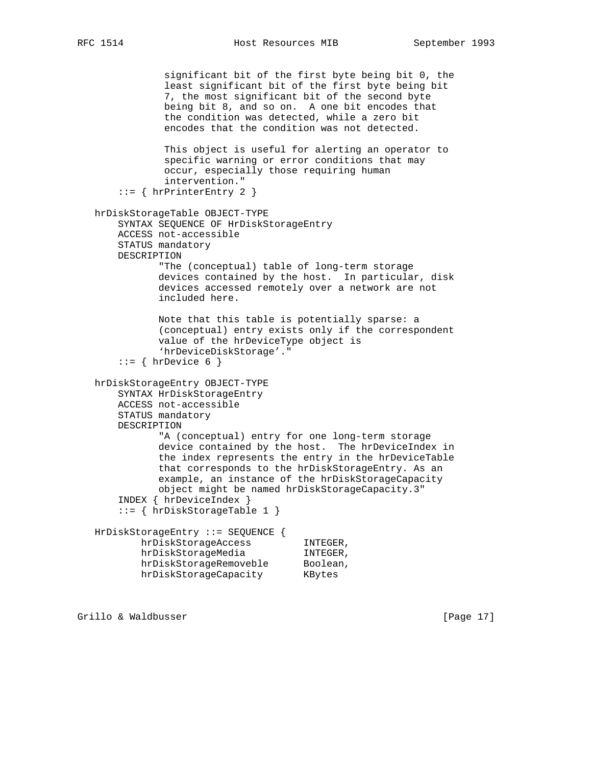```
              significant bit of the first byte being bit 0, the
              least significant bit of the first byte being bit
              7, the most significant bit of the second byte
              being bit 8, and so on.  A one bit encodes that
              the condition was detected, while a zero bit
              encodes that the condition was not detected.

              This object is useful for alerting an operator to
              specific warning or error conditions that may
              occur, especially those requiring human
              intervention."
       ::= { hrPrinterEntry 2 }

   hrDiskStorageTable OBJECT-TYPE
       SYNTAX SEQUENCE OF HrDiskStorageEntry
       ACCESS not-accessible
       STATUS mandatory
       DESCRIPTION
             "The (conceptual) table of long-term storage
             devices contained by the host.  In particular, disk
             devices accessed remotely over a network are not
             included here.

             Note that this table is potentially sparse: a
             (conceptual) entry exists only if the correspondent
             value of the hrDeviceType object is
             'hrDeviceDiskStorage'."
       ::= { hrDevice 6 }

   hrDiskStorageEntry OBJECT-TYPE
       SYNTAX HrDiskStorageEntry
       ACCESS not-accessible
       STATUS mandatory
       DESCRIPTION
             "A (conceptual) entry for one long-term storage
             device contained by the host.  The hrDeviceIndex in
             the index represents the entry in the hrDeviceTable
             that corresponds to the hrDiskStorageEntry. As an
             example, an instance of the hrDiskStorageCapacity
             object might be named hrDiskStorageCapacity.3"
       INDEX { hrDeviceIndex }
       ::= { hrDiskStorageTable 1 }

   HrDiskStorageEntry ::= SEQUENCE {
           hrDiskStorageAccess         INTEGER,
           hrDiskStorageMedia          INTEGER,
           hrDiskStorageRemoveble      Boolean,
           hrDiskStorageCapacity       KBytes
```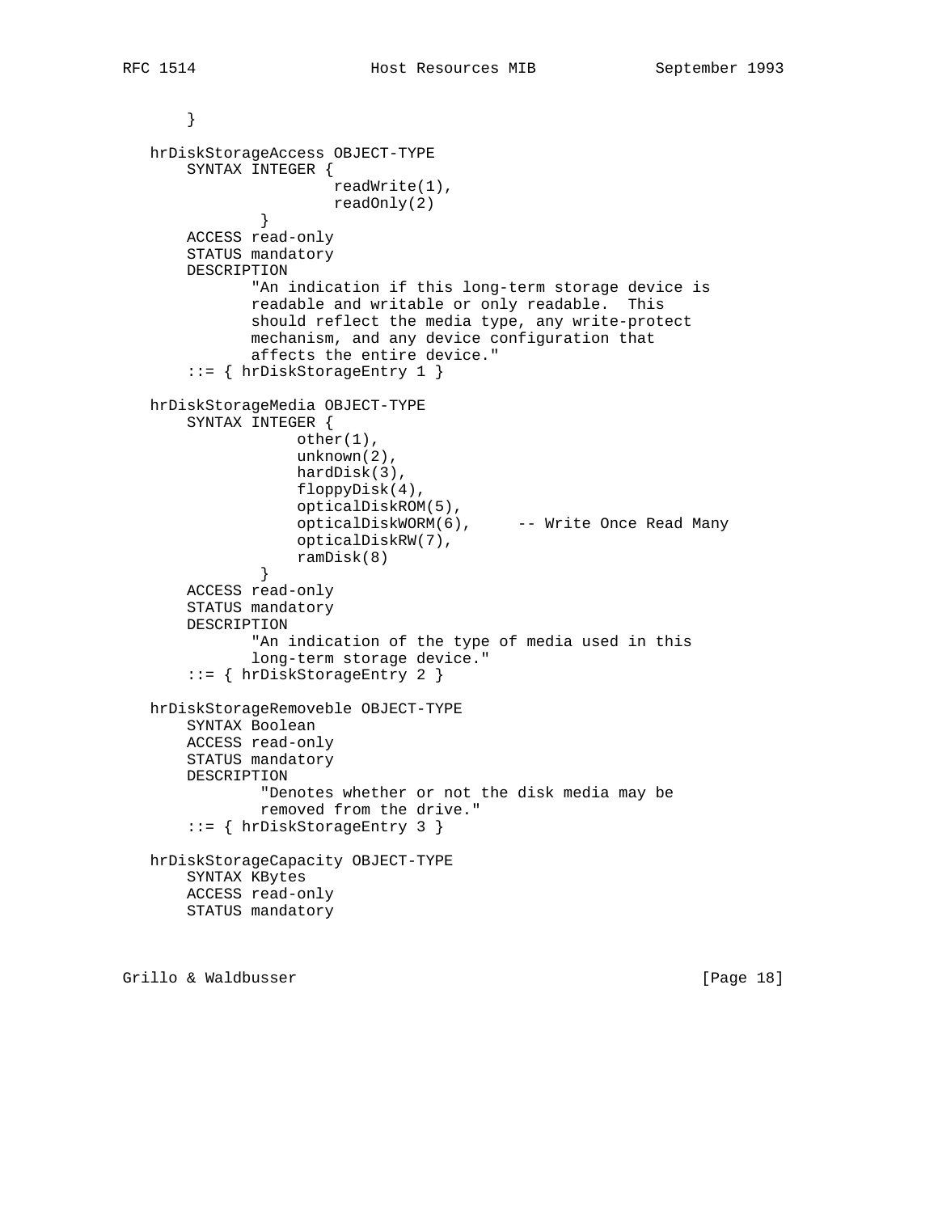```
       }

   hrDiskStorageAccess OBJECT-TYPE
       SYNTAX INTEGER {
                        readWrite(1),
                        readOnly(2)
               }
       ACCESS read-only
       STATUS mandatory
       DESCRIPTION
              "An indication if this long-term storage device is
              readable and writable or only readable.  This
              should reflect the media type, any write-protect
              mechanism, and any device configuration that
              affects the entire device."
       ::= { hrDiskStorageEntry 1 }

   hrDiskStorageMedia OBJECT-TYPE
       SYNTAX INTEGER {
                   other(1),
                   unknown(2),
                   hardDisk(3),
                   floppyDisk(4),
                   opticalDiskROM(5),
                   opticalDiskWORM(6),      -- Write Once Read Many
                   opticalDiskRW(7),
                   ramDisk(8)
               }
       ACCESS read-only
       STATUS mandatory
       DESCRIPTION
              "An indication of the type of media used in this
              long-term storage device."
       ::= { hrDiskStorageEntry 2 }

   hrDiskStorageRemoveble OBJECT-TYPE
       SYNTAX Boolean
       ACCESS read-only
       STATUS mandatory
       DESCRIPTION
               "Denotes whether or not the disk media may be
               removed from the drive."
       ::= { hrDiskStorageEntry 3 }

   hrDiskStorageCapacity OBJECT-TYPE
       SYNTAX KBytes
       ACCESS read-only
       STATUS mandatory
```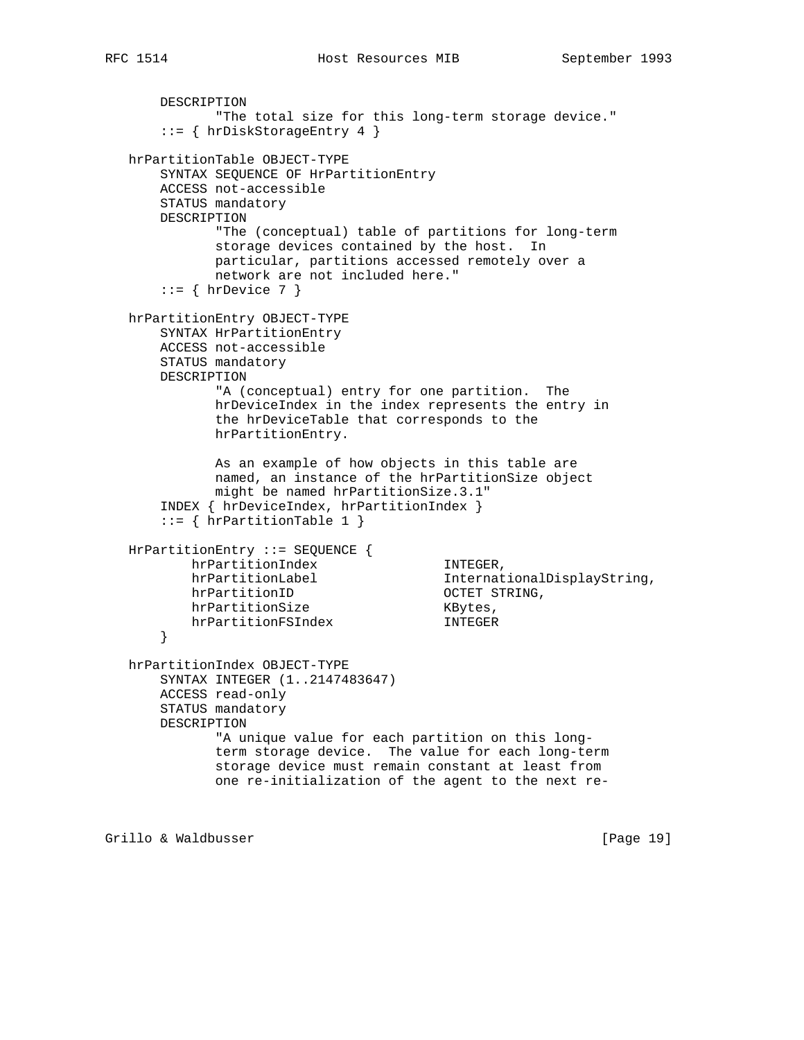```
       DESCRIPTION
               "The total size for this long-term storage device."
       ::= { hrDiskStorageEntry 4 }

   hrPartitionTable OBJECT-TYPE
       SYNTAX SEQUENCE OF HrPartitionEntry
       ACCESS not-accessible
       STATUS mandatory
       DESCRIPTION
               "The (conceptual) table of partitions for long-term
               storage devices contained by the host.  In
               particular, partitions accessed remotely over a
               network are not included here."
       ::= { hrDevice 7 }

   hrPartitionEntry OBJECT-TYPE
       SYNTAX HrPartitionEntry
       ACCESS not-accessible
       STATUS mandatory
       DESCRIPTION
               "A (conceptual) entry for one partition.  The
               hrDeviceIndex in the index represents the entry in
               the hrDeviceTable that corresponds to the
               hrPartitionEntry.

               As an example of how objects in this table are
               named, an instance of the hrPartitionSize object
               might be named hrPartitionSize.3.1"
       INDEX { hrDeviceIndex, hrPartitionIndex }
       ::= { hrPartitionTable 1 }

   HrPartitionEntry ::= SEQUENCE {
           hrPartitionIndex                INTEGER,
           hrPartitionLabel                InternationalDisplayString,
           hrPartitionID                   OCTET STRING,
           hrPartitionSize                 KBytes,
           hrPartitionFSIndex              INTEGER
       }

   hrPartitionIndex OBJECT-TYPE
       SYNTAX INTEGER (1..2147483647)
       ACCESS read-only
       STATUS mandatory
       DESCRIPTION
               "A unique value for each partition on this long-
               term storage device.  The value for each long-term
               storage device must remain constant at least from
               one re-initialization of the agent to the next re-
```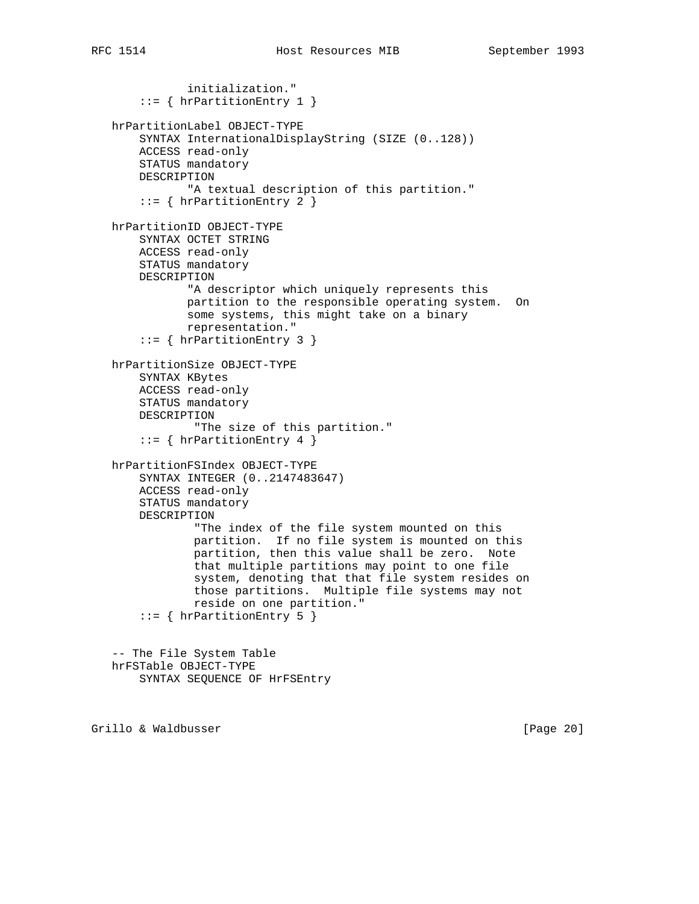```
             initialization."
       ::= { hrPartitionEntry 1 }

   hrPartitionLabel OBJECT-TYPE
       SYNTAX InternationalDisplayString (SIZE (0..128))
       ACCESS read-only
       STATUS mandatory
       DESCRIPTION
              "A textual description of this partition."
       ::= { hrPartitionEntry 2 }

   hrPartitionID OBJECT-TYPE
       SYNTAX OCTET STRING
       ACCESS read-only
       STATUS mandatory
       DESCRIPTION
              "A descriptor which uniquely represents this
              partition to the responsible operating system.  On
              some systems, this might take on a binary
              representation."
       ::= { hrPartitionEntry 3 }

   hrPartitionSize OBJECT-TYPE
       SYNTAX KBytes
       ACCESS read-only
       STATUS mandatory
       DESCRIPTION
               "The size of this partition."
       ::= { hrPartitionEntry 4 }

   hrPartitionFSIndex OBJECT-TYPE
       SYNTAX INTEGER (0..2147483647)
       ACCESS read-only
       STATUS mandatory
       DESCRIPTION
               "The index of the file system mounted on this
               partition.  If no file system is mounted on this
               partition, then this value shall be zero.  Note
               that multiple partitions may point to one file
               system, denoting that that file system resides on
               those partitions.  Multiple file systems may not
               reside on one partition."
       ::= { hrPartitionEntry 5 }


   -- The File System Table
   hrFSTable OBJECT-TYPE
       SYNTAX SEQUENCE OF HrFSEntry
```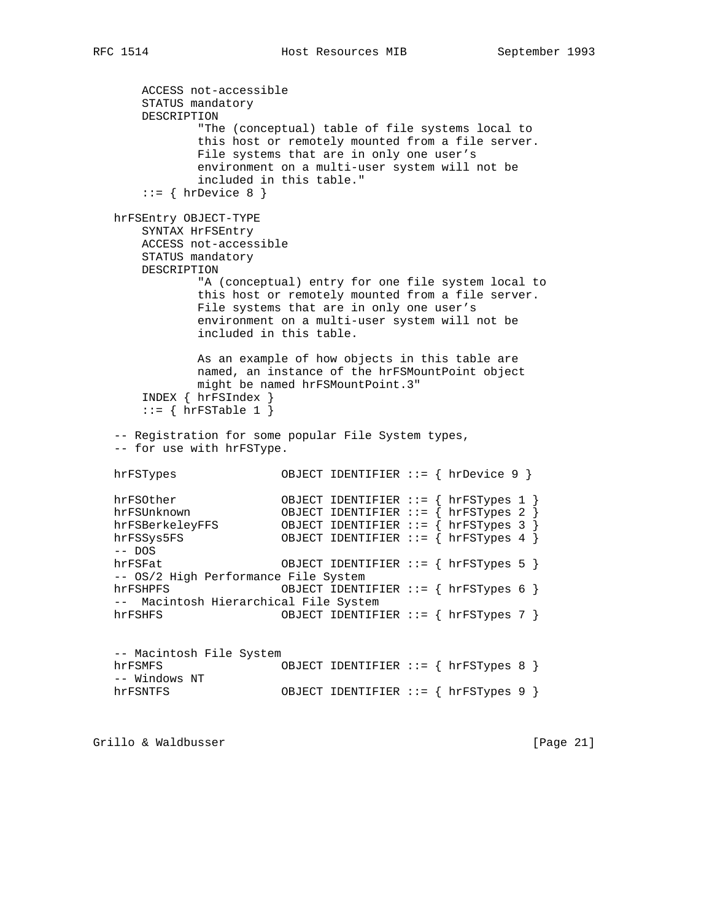```
       ACCESS not-accessible
       STATUS mandatory
       DESCRIPTION
               "The (conceptual) table of file systems local to
               this host or remotely mounted from a file server.
               File systems that are in only one user's
               environment on a multi-user system will not be
               included in this table."
       ::= { hrDevice 8 }

   hrFSEntry OBJECT-TYPE
       SYNTAX HrFSEntry
       ACCESS not-accessible
       STATUS mandatory
       DESCRIPTION
               "A (conceptual) entry for one file system local to
               this host or remotely mounted from a file server.
               File systems that are in only one user's
               environment on a multi-user system will not be
               included in this table.

               As an example of how objects in this table are
               named, an instance of the hrFSMountPoint object
               might be named hrFSMountPoint.3"
       INDEX { hrFSIndex }
       ::= { hrFSTable 1 }

   -- Registration for some popular File System types,
   -- for use with hrFSType.

   hrFSTypes               OBJECT IDENTIFIER ::= { hrDevice 9 }

   hrFSOther               OBJECT IDENTIFIER ::= { hrFSTypes 1 }
   hrFSUnknown             OBJECT IDENTIFIER ::= { hrFSTypes 2 }
   hrFSBerkeleyFFS         OBJECT IDENTIFIER ::= { hrFSTypes 3 }
   hrFSSys5FS              OBJECT IDENTIFIER ::= { hrFSTypes 4 }
   -- DOS
   hrFSFat                 OBJECT IDENTIFIER ::= { hrFSTypes 5 }
   -- OS/2 High Performance File System
   hrFSHPFS                OBJECT IDENTIFIER ::= { hrFSTypes 6 }
   --  Macintosh Hierarchical File System
   hrFSHFS                 OBJECT IDENTIFIER ::= { hrFSTypes 7 }


   -- Macintosh File System
   hrFSMFS                 OBJECT IDENTIFIER ::= { hrFSTypes 8 }
   -- Windows NT
   hrFSNTFS                OBJECT IDENTIFIER ::= { hrFSTypes 9 }
```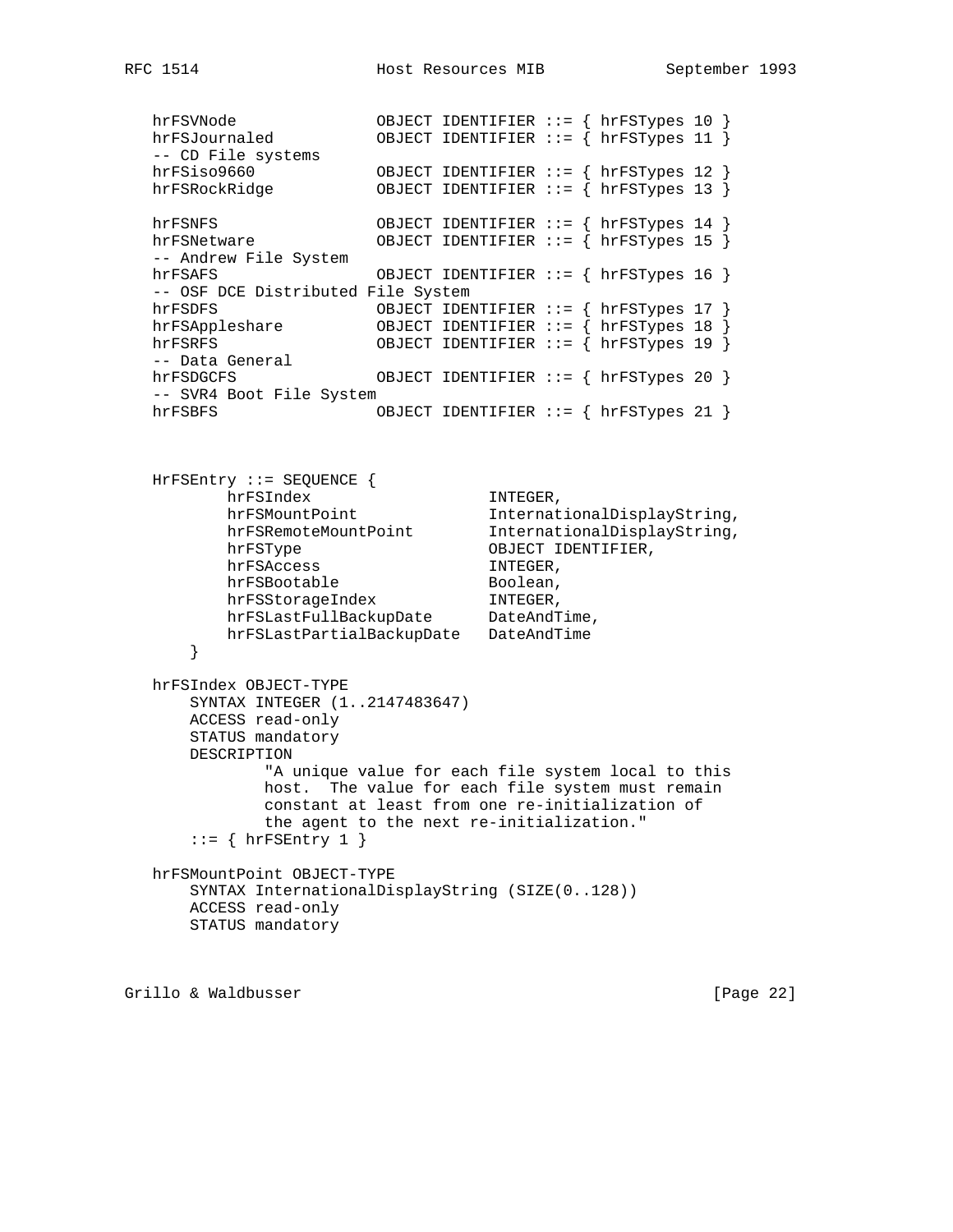```
   hrFSVNode               OBJECT IDENTIFIER ::= { hrFSTypes 10 }
   hrFSJournaled           OBJECT IDENTIFIER ::= { hrFSTypes 11 }
   -- CD File systems
   hrFSiso9660             OBJECT IDENTIFIER ::= { hrFSTypes 12 }
   hrFSRockRidge           OBJECT IDENTIFIER ::= { hrFSTypes 13 }

   hrFSNFS                 OBJECT IDENTIFIER ::= { hrFSTypes 14 }
   hrFSNetware             OBJECT IDENTIFIER ::= { hrFSTypes 15 }
   -- Andrew File System
   hrFSAFS                 OBJECT IDENTIFIER ::= { hrFSTypes 16 }
   -- OSF DCE Distributed File System
   hrFSDFS                 OBJECT IDENTIFIER ::= { hrFSTypes 17 }
   hrFSAppleshare          OBJECT IDENTIFIER ::= { hrFSTypes 18 }
   hrFSRFS                 OBJECT IDENTIFIER ::= { hrFSTypes 19 }
   -- Data General
   hrFSDGCFS               OBJECT IDENTIFIER ::= { hrFSTypes 20 }
   -- SVR4 Boot File System
   hrFSBFS                 OBJECT IDENTIFIER ::= { hrFSTypes 21 }


   HrFSEntry ::= SEQUENCE {
           hrFSIndex                  INTEGER,
           hrFSMountPoint             InternationalDisplayString,
           hrFSRemoteMountPoint       InternationalDisplayString,
           hrFSType                   OBJECT IDENTIFIER,
           hrFSAccess                 INTEGER,
           hrFSBootable               Boolean,
           hrFSStorageIndex           INTEGER,
           hrFSLastFullBackupDate     DateAndTime,
           hrFSLastPartialBackupDate  DateAndTime
       }

   hrFSIndex OBJECT-TYPE
       SYNTAX INTEGER (1..2147483647)
       ACCESS read-only
       STATUS mandatory
       DESCRIPTION
               "A unique value for each file system local to this
               host.  The value for each file system must remain
               constant at least from one re-initialization of
               the agent to the next re-initialization."
       ::= { hrFSEntry 1 }

   hrFSMountPoint OBJECT-TYPE
       SYNTAX InternationalDisplayString (SIZE(0..128))
       ACCESS read-only
       STATUS mandatory
```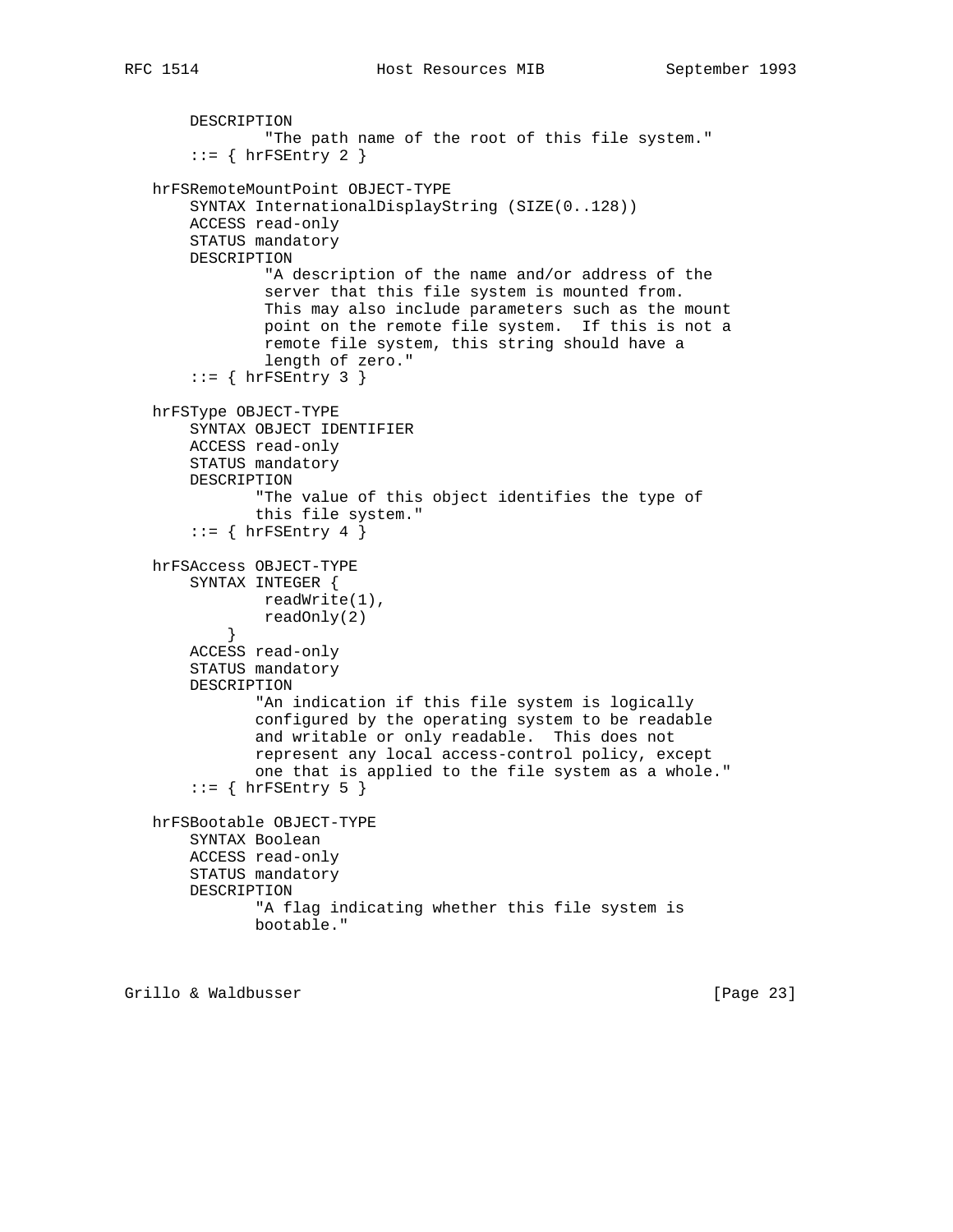```
       DESCRIPTION
               "The path name of the root of this file system."
       ::= { hrFSEntry 2 }

   hrFSRemoteMountPoint OBJECT-TYPE
       SYNTAX InternationalDisplayString (SIZE(0..128))
       ACCESS read-only
       STATUS mandatory
       DESCRIPTION
               "A description of the name and/or address of the
               server that this file system is mounted from.
               This may also include parameters such as the mount
               point on the remote file system.  If this is not a
               remote file system, this string should have a
               length of zero."
       ::= { hrFSEntry 3 }

   hrFSType OBJECT-TYPE
       SYNTAX OBJECT IDENTIFIER
       ACCESS read-only
       STATUS mandatory
       DESCRIPTION
              "The value of this object identifies the type of
              this file system."
       ::= { hrFSEntry 4 }

   hrFSAccess OBJECT-TYPE
       SYNTAX INTEGER {
               readWrite(1),
               readOnly(2)
           }
       ACCESS read-only
       STATUS mandatory
       DESCRIPTION
              "An indication if this file system is logically
              configured by the operating system to be readable
              and writable or only readable.  This does not
              represent any local access-control policy, except
              one that is applied to the file system as a whole."
       ::= { hrFSEntry 5 }

   hrFSBootable OBJECT-TYPE
       SYNTAX Boolean
       ACCESS read-only
       STATUS mandatory
       DESCRIPTION
              "A flag indicating whether this file system is
              bootable."
```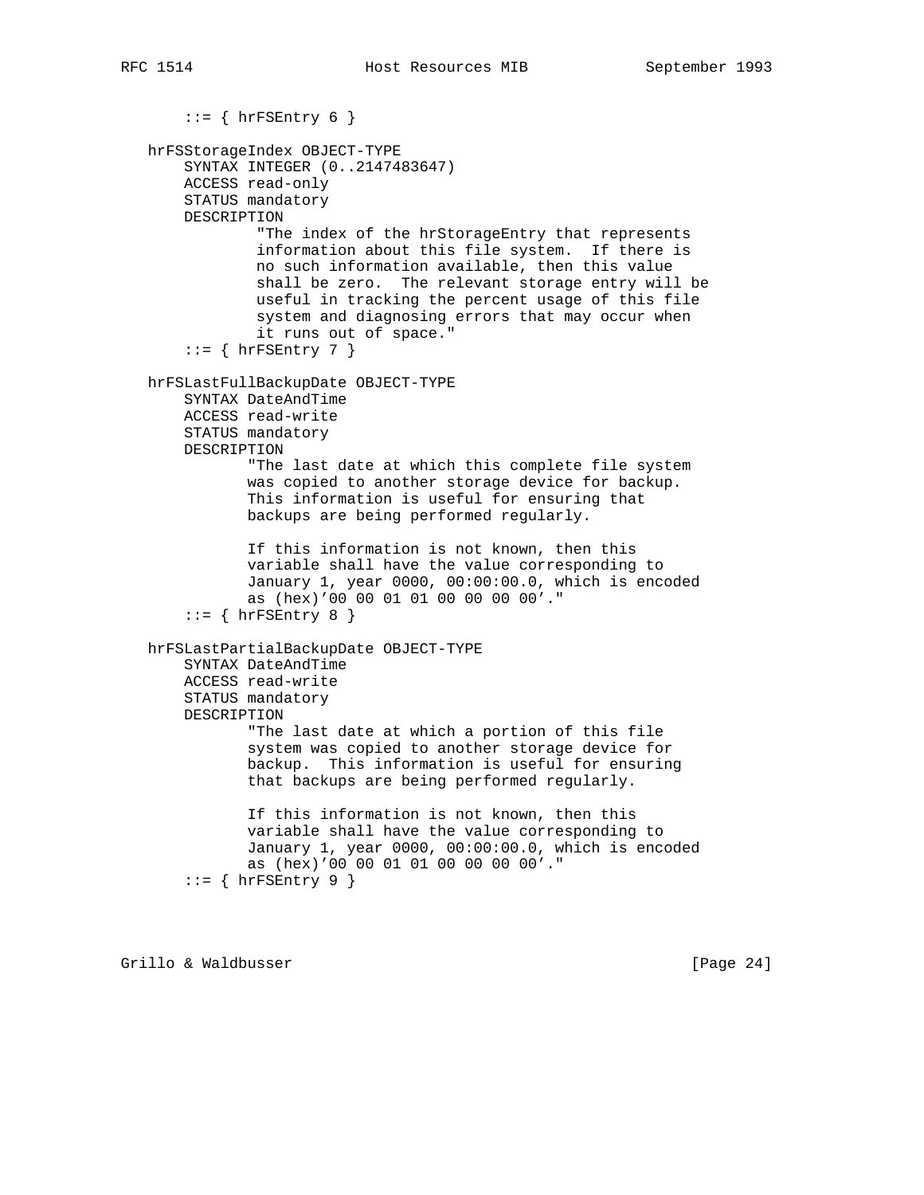```
       ::= { hrFSEntry 6 }

   hrFSStorageIndex OBJECT-TYPE
       SYNTAX INTEGER (0..2147483647)
       ACCESS read-only
       STATUS mandatory
       DESCRIPTION
               "The index of the hrStorageEntry that represents
               information about this file system.  If there is
               no such information available, then this value
               shall be zero.  The relevant storage entry will be
               useful in tracking the percent usage of this file
               system and diagnosing errors that may occur when
               it runs out of space."
       ::= { hrFSEntry 7 }

   hrFSLastFullBackupDate OBJECT-TYPE
       SYNTAX DateAndTime
       ACCESS read-write
       STATUS mandatory
       DESCRIPTION
              "The last date at which this complete file system
              was copied to another storage device for backup.
              This information is useful for ensuring that
              backups are being performed regularly.

              If this information is not known, then this
              variable shall have the value corresponding to
              January 1, year 0000, 00:00:00.0, which is encoded
              as (hex)'00 00 01 01 00 00 00 00'."
       ::= { hrFSEntry 8 }

   hrFSLastPartialBackupDate OBJECT-TYPE
       SYNTAX DateAndTime
       ACCESS read-write
       STATUS mandatory
       DESCRIPTION
              "The last date at which a portion of this file
              system was copied to another storage device for
              backup.  This information is useful for ensuring
              that backups are being performed regularly.

              If this information is not known, then this
              variable shall have the value corresponding to
              January 1, year 0000, 00:00:00.0, which is encoded
              as (hex)'00 00 01 01 00 00 00 00'."
       ::= { hrFSEntry 9 }
```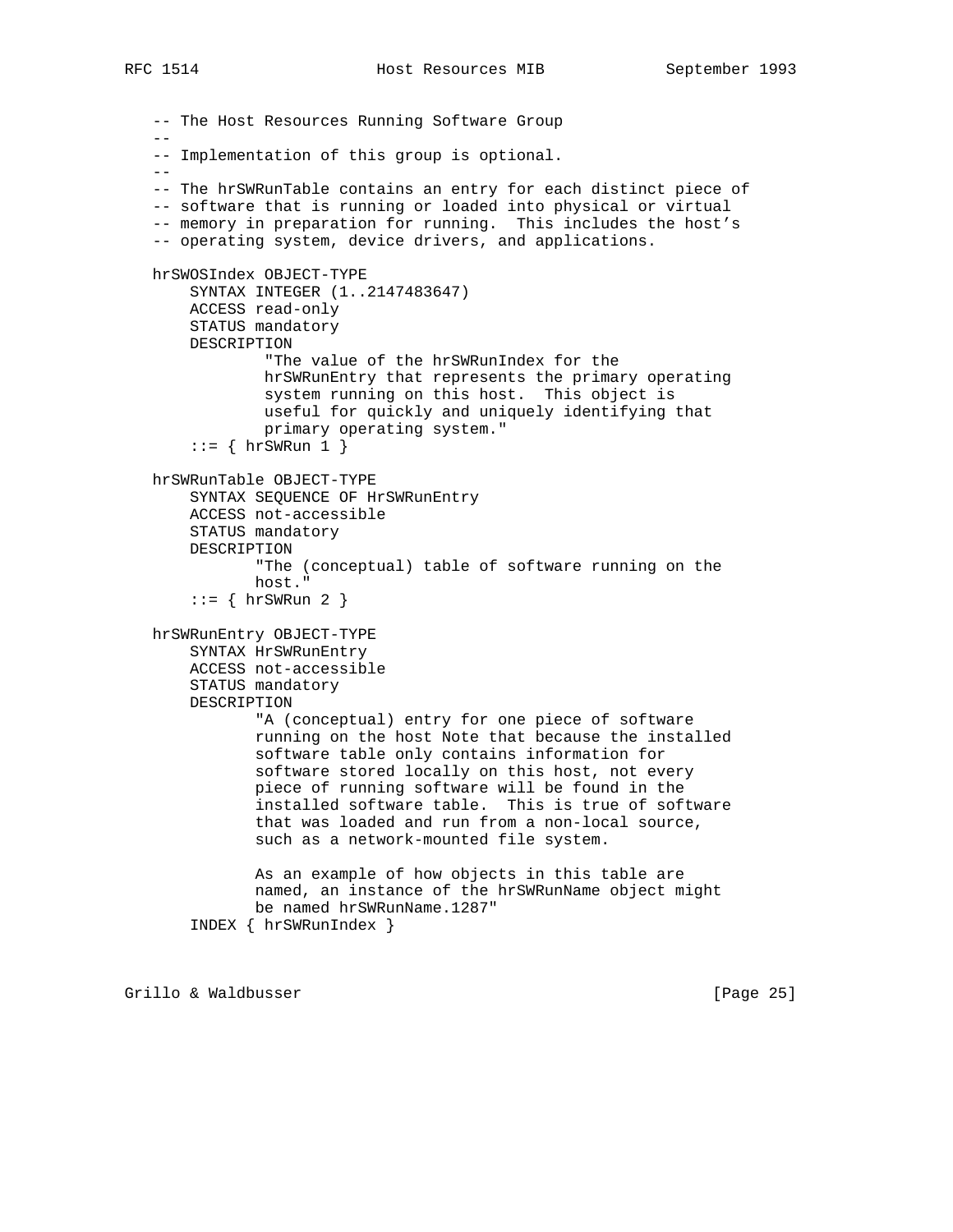```
   -- The Host Resources Running Software Group
   --
   -- Implementation of this group is optional.
   --
   -- The hrSWRunTable contains an entry for each distinct piece of
   -- software that is running or loaded into physical or virtual
   -- memory in preparation for running.  This includes the host's
   -- operating system, device drivers, and applications.

   hrSWOSIndex OBJECT-TYPE
       SYNTAX INTEGER (1..2147483647)
       ACCESS read-only
       STATUS mandatory
       DESCRIPTION
               "The value of the hrSWRunIndex for the
               hrSWRunEntry that represents the primary operating
               system running on this host.  This object is
               useful for quickly and uniquely identifying that
               primary operating system."
       ::= { hrSWRun 1 }

   hrSWRunTable OBJECT-TYPE
       SYNTAX SEQUENCE OF HrSWRunEntry
       ACCESS not-accessible
       STATUS mandatory
       DESCRIPTION
              "The (conceptual) table of software running on the
              host."
       ::= { hrSWRun 2 }

   hrSWRunEntry OBJECT-TYPE
       SYNTAX HrSWRunEntry
       ACCESS not-accessible
       STATUS mandatory
       DESCRIPTION
              "A (conceptual) entry for one piece of software
              running on the host Note that because the installed
              software table only contains information for
              software stored locally on this host, not every
              piece of running software will be found in the
              installed software table.  This is true of software
              that was loaded and run from a non-local source,
              such as a network-mounted file system.

              As an example of how objects in this table are
              named, an instance of the hrSWRunName object might
              be named hrSWRunName.1287"
       INDEX { hrSWRunIndex }
```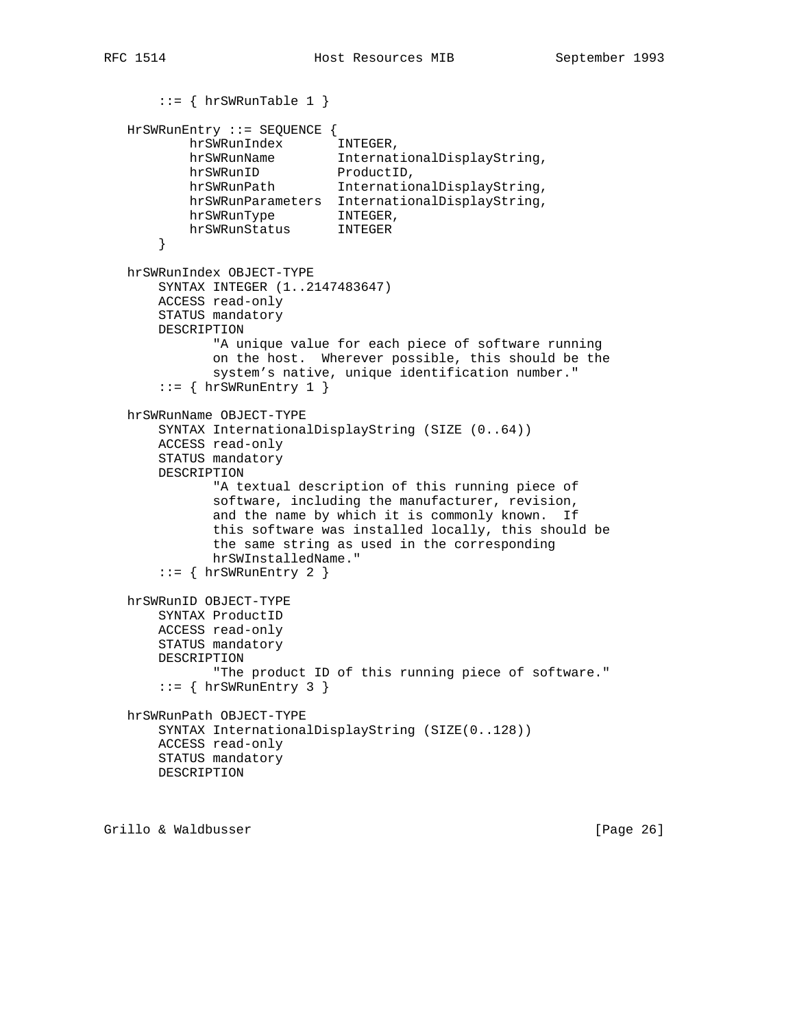```
        ::= { hrSWRunTable 1 }

   HrSWRunEntry ::= SEQUENCE {
           hrSWRunIndex       INTEGER,
           hrSWRunName        InternationalDisplayString,
           hrSWRunID          ProductID,
           hrSWRunPath        InternationalDisplayString,
           hrSWRunParameters  InternationalDisplayString,
           hrSWRunType        INTEGER,
           hrSWRunStatus      INTEGER
       }

   hrSWRunIndex OBJECT-TYPE
       SYNTAX INTEGER (1..2147483647)
       ACCESS read-only
       STATUS mandatory
       DESCRIPTION
              "A unique value for each piece of software running
              on the host.  Wherever possible, this should be the
              system's native, unique identification number."
       ::= { hrSWRunEntry 1 }

   hrSWRunName OBJECT-TYPE
       SYNTAX InternationalDisplayString (SIZE (0..64))
       ACCESS read-only
       STATUS mandatory
       DESCRIPTION
              "A textual description of this running piece of
              software, including the manufacturer, revision,
              and the name by which it is commonly known.  If
              this software was installed locally, this should be
              the same string as used in the corresponding
              hrSWInstalledName."
       ::= { hrSWRunEntry 2 }

   hrSWRunID OBJECT-TYPE
       SYNTAX ProductID
       ACCESS read-only
       STATUS mandatory
       DESCRIPTION
              "The product ID of this running piece of software."
       ::= { hrSWRunEntry 3 }

   hrSWRunPath OBJECT-TYPE
       SYNTAX InternationalDisplayString (SIZE(0..128))
       ACCESS read-only
       STATUS mandatory
       DESCRIPTION
```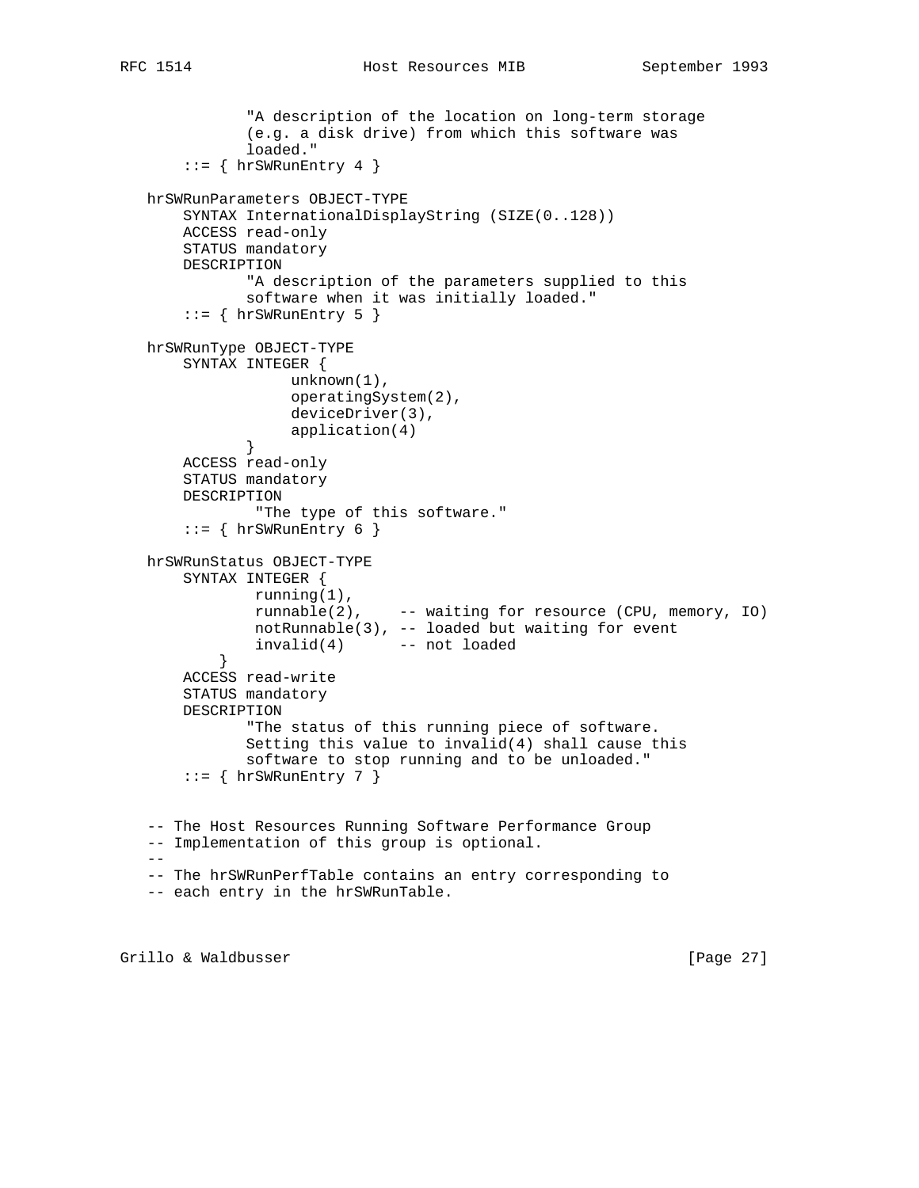```
               "A description of the location on long-term storage
               (e.g. a disk drive) from which this software was
               loaded."
       ::= { hrSWRunEntry 4 }

   hrSWRunParameters OBJECT-TYPE
       SYNTAX InternationalDisplayString (SIZE(0..128))
       ACCESS read-only
       STATUS mandatory
       DESCRIPTION
               "A description of the parameters supplied to this
               software when it was initially loaded."
       ::= { hrSWRunEntry 5 }

   hrSWRunType OBJECT-TYPE
       SYNTAX INTEGER {
                    unknown(1),
                    operatingSystem(2),
                    deviceDriver(3),
                    application(4)
               }
       ACCESS read-only
       STATUS mandatory
       DESCRIPTION
                "The type of this software."
       ::= { hrSWRunEntry 6 }

   hrSWRunStatus OBJECT-TYPE
       SYNTAX INTEGER {
                running(1),
                runnable(2),    -- waiting for resource (CPU, memory, IO)
                notRunnable(3), -- loaded but waiting for event
                invalid(4)      -- not loaded
            }
       ACCESS read-write
       STATUS mandatory
       DESCRIPTION
               "The status of this running piece of software.
               Setting this value to invalid(4) shall cause this
               software to stop running and to be unloaded."
       ::= { hrSWRunEntry 7 }


   -- The Host Resources Running Software Performance Group
   -- Implementation of this group is optional.
   --
   -- The hrSWRunPerfTable contains an entry corresponding to
   -- each entry in the hrSWRunTable.
```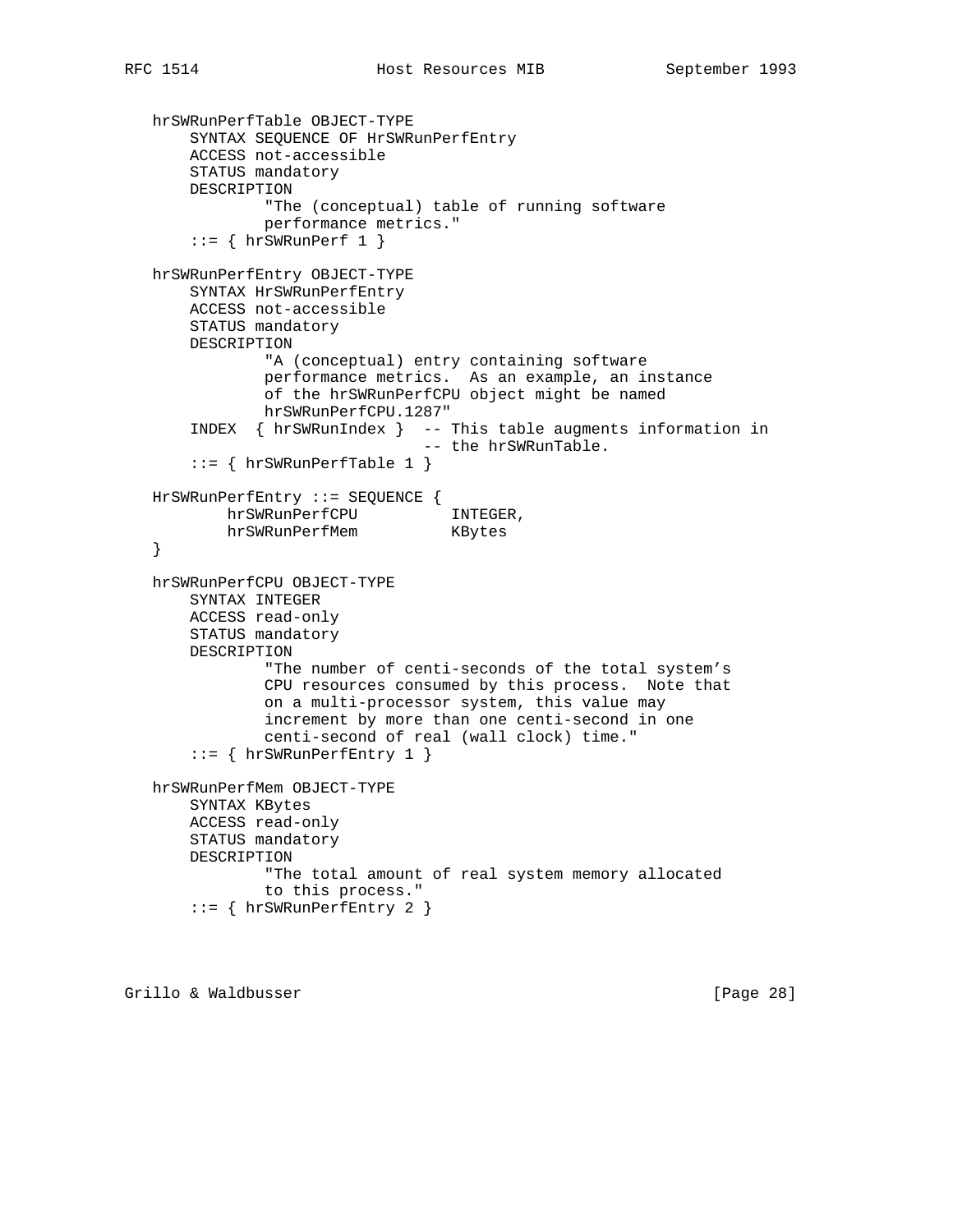```
   hrSWRunPerfTable OBJECT-TYPE
       SYNTAX SEQUENCE OF HrSWRunPerfEntry
       ACCESS not-accessible
       STATUS mandatory
       DESCRIPTION
               "The (conceptual) table of running software
               performance metrics."
       ::= { hrSWRunPerf 1 }

   hrSWRunPerfEntry OBJECT-TYPE
       SYNTAX HrSWRunPerfEntry
       ACCESS not-accessible
       STATUS mandatory
       DESCRIPTION
               "A (conceptual) entry containing software
               performance metrics.  As an example, an instance
               of the hrSWRunPerfCPU object might be named
               hrSWRunPerfCPU.1287"
       INDEX  { hrSWRunIndex }  -- This table augments information in
                                -- the hrSWRunTable.
       ::= { hrSWRunPerfTable 1 }

   HrSWRunPerfEntry ::= SEQUENCE {
           hrSWRunPerfCPU          INTEGER,
           hrSWRunPerfMem          KBytes
   }

   hrSWRunPerfCPU OBJECT-TYPE
       SYNTAX INTEGER
       ACCESS read-only
       STATUS mandatory
       DESCRIPTION
               "The number of centi-seconds of the total system's
               CPU resources consumed by this process.  Note that
               on a multi-processor system, this value may
               increment by more than one centi-second in one
               centi-second of real (wall clock) time."
       ::= { hrSWRunPerfEntry 1 }

   hrSWRunPerfMem OBJECT-TYPE
       SYNTAX KBytes
       ACCESS read-only
       STATUS mandatory
       DESCRIPTION
               "The total amount of real system memory allocated
               to this process."
       ::= { hrSWRunPerfEntry 2 }
```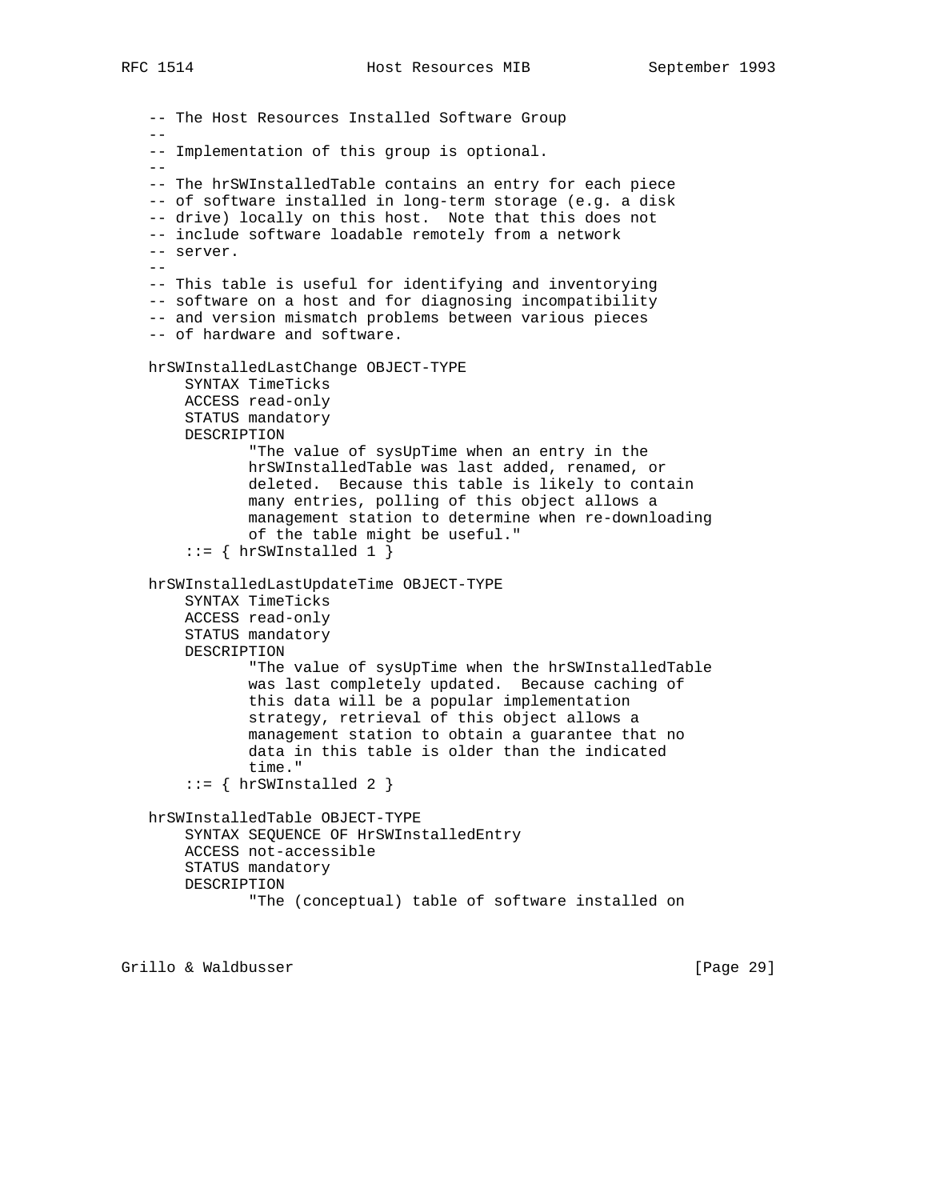```
   -- The Host Resources Installed Software Group
   --
   -- Implementation of this group is optional.
   --
   -- The hrSWInstalledTable contains an entry for each piece
   -- of software installed in long-term storage (e.g. a disk
   -- drive) locally on this host.  Note that this does not
   -- include software loadable remotely from a network
   -- server.
   --
   -- This table is useful for identifying and inventorying
   -- software on a host and for diagnosing incompatibility
   -- and version mismatch problems between various pieces
   -- of hardware and software.

   hrSWInstalledLastChange OBJECT-TYPE
       SYNTAX TimeTicks
       ACCESS read-only
       STATUS mandatory
       DESCRIPTION
              "The value of sysUpTime when an entry in the
              hrSWInstalledTable was last added, renamed, or
              deleted.  Because this table is likely to contain
              many entries, polling of this object allows a
              management station to determine when re-downloading
              of the table might be useful."
       ::= { hrSWInstalled 1 }

   hrSWInstalledLastUpdateTime OBJECT-TYPE
       SYNTAX TimeTicks
       ACCESS read-only
       STATUS mandatory
       DESCRIPTION
              "The value of sysUpTime when the hrSWInstalledTable
              was last completely updated.  Because caching of
              this data will be a popular implementation
              strategy, retrieval of this object allows a
              management station to obtain a guarantee that no
              data in this table is older than the indicated
              time."
       ::= { hrSWInstalled 2 }

   hrSWInstalledTable OBJECT-TYPE
       SYNTAX SEQUENCE OF HrSWInstalledEntry
       ACCESS not-accessible
       STATUS mandatory
       DESCRIPTION
              "The (conceptual) table of software installed on
```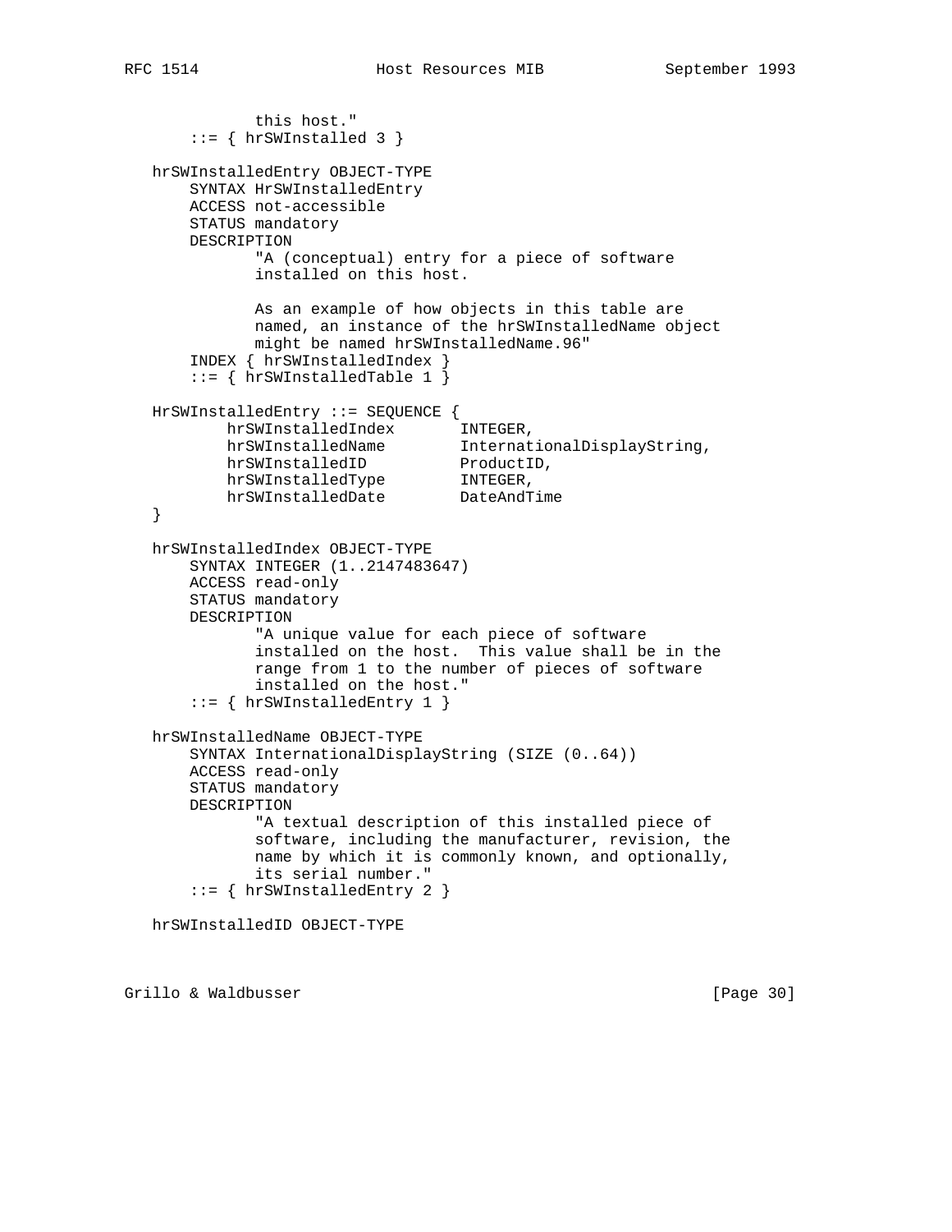```
            this host."
       ::= { hrSWInstalled 3 }

   hrSWInstalledEntry OBJECT-TYPE
       SYNTAX HrSWInstalledEntry
       ACCESS not-accessible
       STATUS mandatory
       DESCRIPTION
              "A (conceptual) entry for a piece of software
              installed on this host.

              As an example of how objects in this table are
              named, an instance of the hrSWInstalledName object
              might be named hrSWInstalledName.96"
       INDEX { hrSWInstalledIndex }
       ::= { hrSWInstalledTable 1 }

   HrSWInstalledEntry ::= SEQUENCE {
           hrSWInstalledIndex       INTEGER,
           hrSWInstalledName        InternationalDisplayString,
           hrSWInstalledID          ProductID,
           hrSWInstalledType        INTEGER,
           hrSWInstalledDate        DateAndTime
   }

   hrSWInstalledIndex OBJECT-TYPE
       SYNTAX INTEGER (1..2147483647)
       ACCESS read-only
       STATUS mandatory
       DESCRIPTION
              "A unique value for each piece of software
              installed on the host.  This value shall be in the
              range from 1 to the number of pieces of software
              installed on the host."
       ::= { hrSWInstalledEntry 1 }

   hrSWInstalledName OBJECT-TYPE
       SYNTAX InternationalDisplayString (SIZE (0..64))
       ACCESS read-only
       STATUS mandatory
       DESCRIPTION
              "A textual description of this installed piece of
              software, including the manufacturer, revision, the
              name by which it is commonly known, and optionally,
              its serial number."
       ::= { hrSWInstalledEntry 2 }

   hrSWInstalledID OBJECT-TYPE
```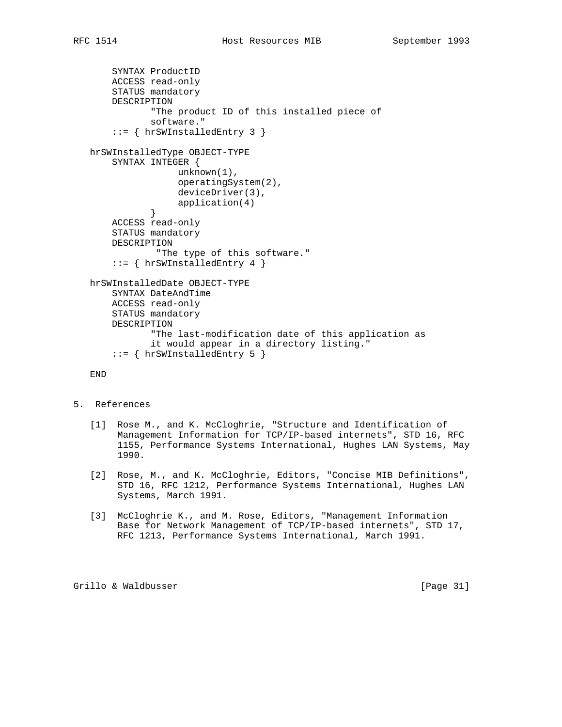```
       SYNTAX ProductID
       ACCESS read-only
       STATUS mandatory
       DESCRIPTION
              "The product ID of this installed piece of
              software."
       ::= { hrSWInstalledEntry 3 }

   hrSWInstalledType OBJECT-TYPE
       SYNTAX INTEGER {
                  unknown(1),
                  operatingSystem(2),
                  deviceDriver(3),
                  application(4)
              }
       ACCESS read-only
       STATUS mandatory
       DESCRIPTION
               "The type of this software."
       ::= { hrSWInstalledEntry 4 }

   hrSWInstalledDate OBJECT-TYPE
       SYNTAX DateAndTime
       ACCESS read-only
       STATUS mandatory
       DESCRIPTION
              "The last-modification date of this application as
              it would appear in a directory listing."
       ::= { hrSWInstalledEntry 5 }

   END
```

## 5. References

[1] Rose M., and K. McCloghrie, "Structure and Identification of Management Information for TCP/IP-based internets", STD 16, RFC 1155, Performance Systems International, Hughes LAN Systems, May 1990.

[2] Rose, M., and K. McCloghrie, Editors, "Concise MIB Definitions", STD 16, RFC 1212, Performance Systems International, Hughes LAN Systems, March 1991.

[3] McCloghrie K., and M. Rose, Editors, "Management Information Base for Network Management of TCP/IP-based internets", STD 17, RFC 1213, Performance Systems International, March 1991.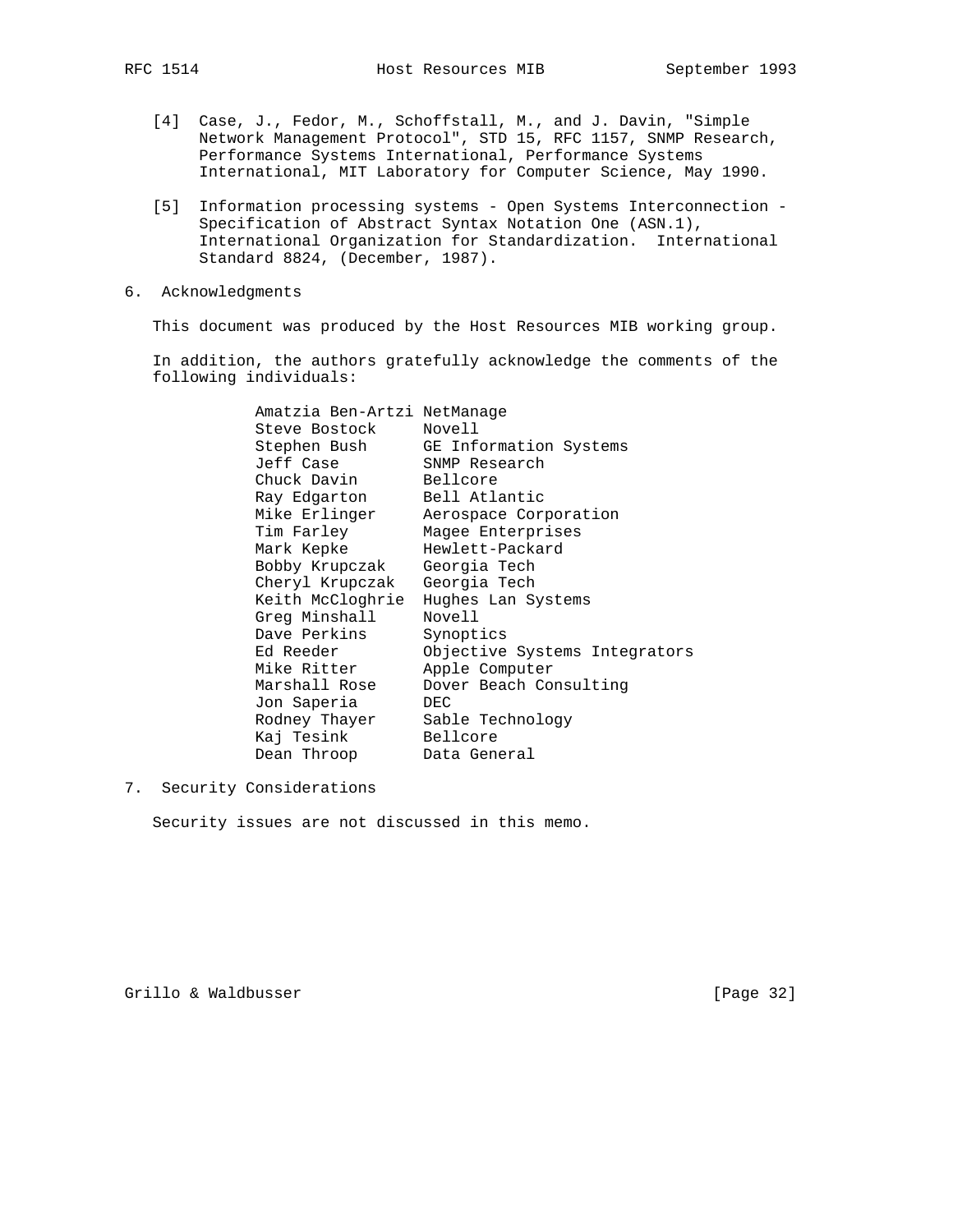[4] Case, J., Fedor, M., Schoffstall, M., and J. Davin, "Simple Network Management Protocol", STD 15, RFC 1157, SNMP Research, Performance Systems International, Performance Systems International, MIT Laboratory for Computer Science, May 1990.

[5] Information processing systems - Open Systems Interconnection - Specification of Abstract Syntax Notation One (ASN.1), International Organization for Standardization. International Standard 8824, (December, 1987).

## 6. Acknowledgments

This document was produced by the Host Resources MIB working group.

In addition, the authors gratefully acknowledge the comments of the following individuals:

```
Amatzia Ben-Artzi NetManage
Steve Bostock     Novell
Stephen Bush      GE Information Systems
Jeff Case         SNMP Research
Chuck Davin       Bellcore
Ray Edgarton      Bell Atlantic
Mike Erlinger     Aerospace Corporation
Tim Farley        Magee Enterprises
Mark Kepke        Hewlett-Packard
Bobby Krupczak    Georgia Tech
Cheryl Krupczak   Georgia Tech
Keith McCloghrie  Hughes Lan Systems
Greg Minshall     Novell
Dave Perkins      Synoptics
Ed Reeder         Objective Systems Integrators
Mike Ritter       Apple Computer
Marshall Rose     Dover Beach Consulting
Jon Saperia       DEC
Rodney Thayer     Sable Technology
Kaj Tesink        Bellcore
Dean Throop       Data General
```

## 7. Security Considerations

Security issues are not discussed in this memo.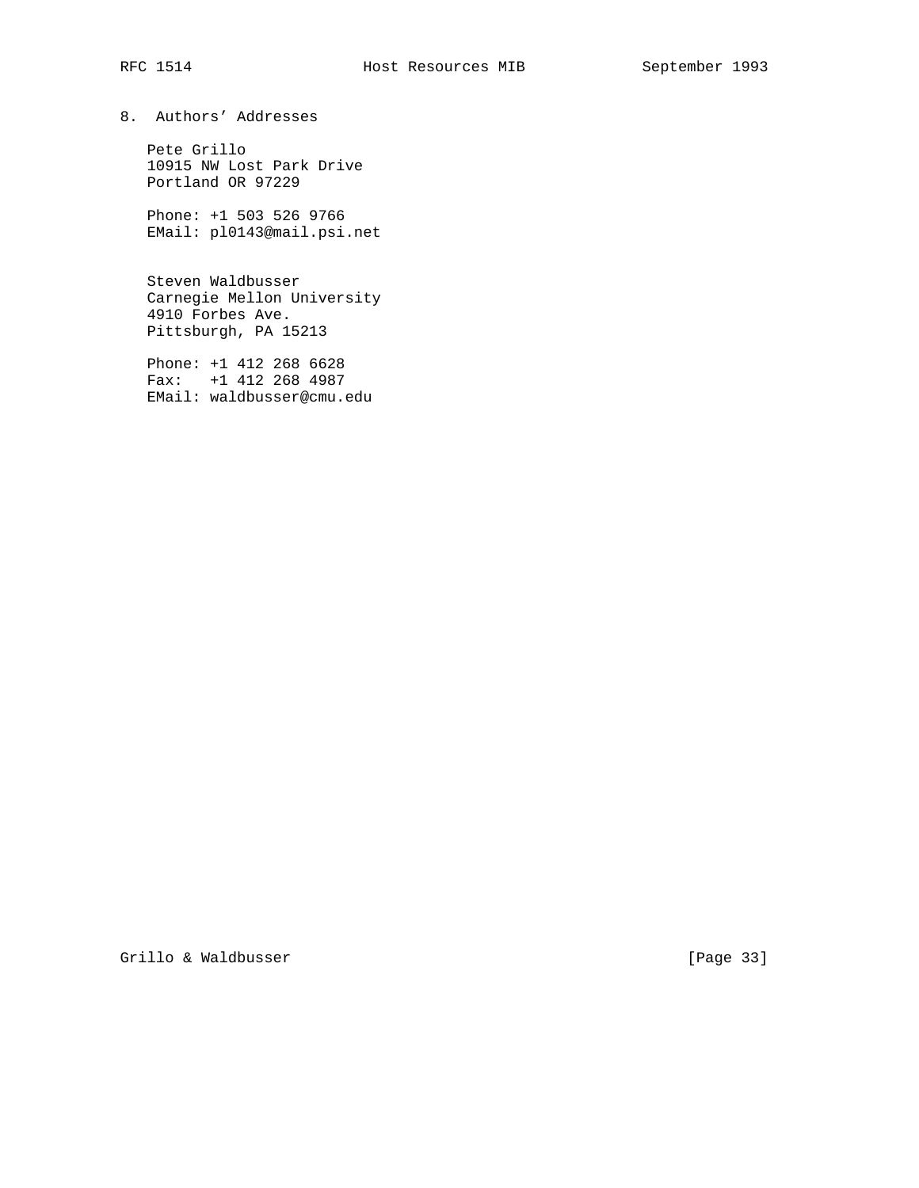## 8. Authors' Addresses

Pete Grillo
10915 NW Lost Park Drive
Portland OR 97229

Phone: +1 503 526 9766
EMail: pl0143@mail.psi.net

Steven Waldbusser
Carnegie Mellon University
4910 Forbes Ave.
Pittsburgh, PA 15213

Phone: +1 412 268 6628
Fax: +1 412 268 4987
EMail: waldbusser@cmu.edu